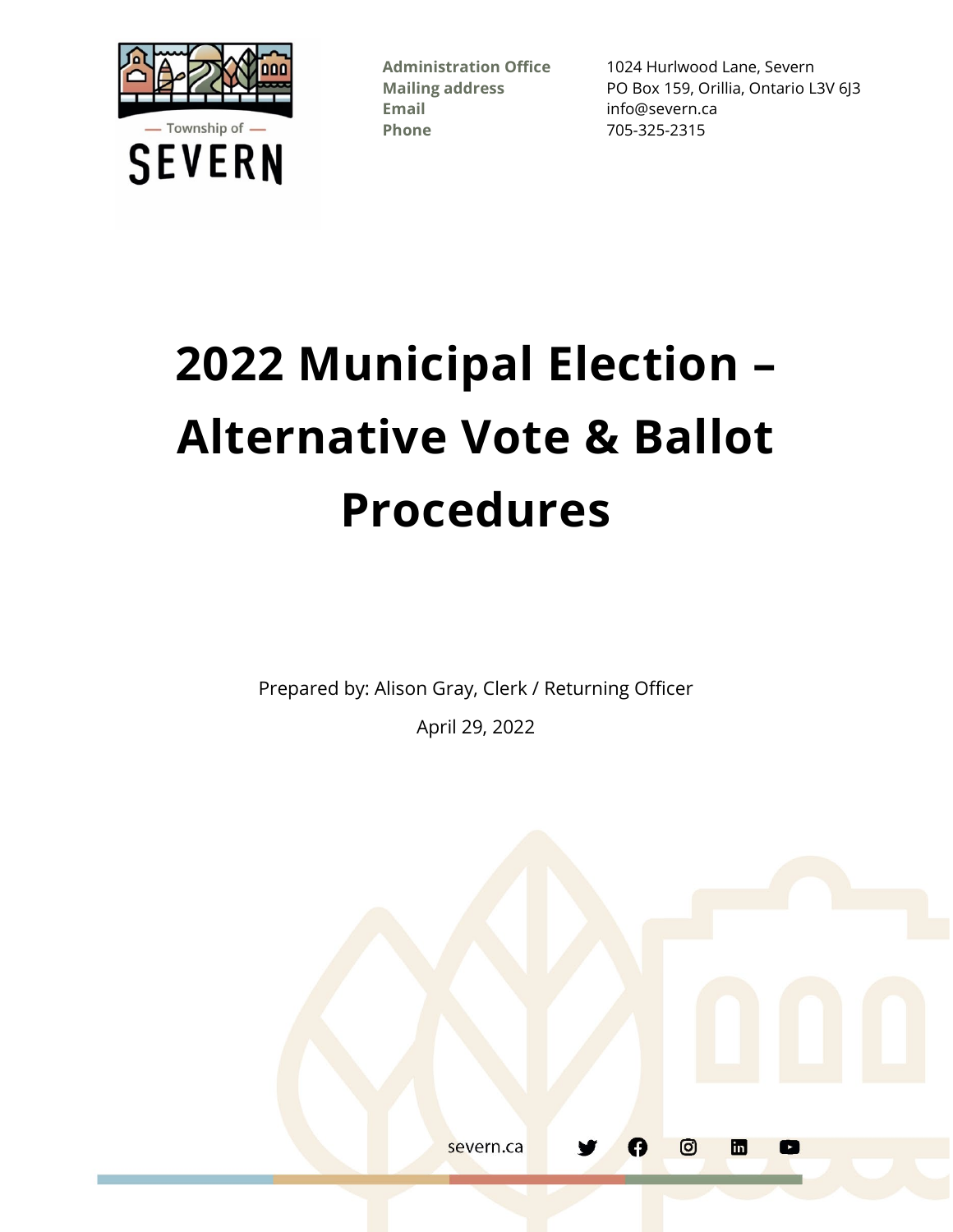Township of SEVERN

**Administration Office** 1024 Hurlwood Lane, Severn
**Mailing address** PO Box 159, Orillia, Ontario L3V 6J3
**Email** info@severn.ca
**Phone** 705-325-2315

# 2022 Municipal Election – Alternative Vote & Ballot Procedures

Prepared by: Alison Gray, Clerk / Returning Officer

April 29, 2022

severn.ca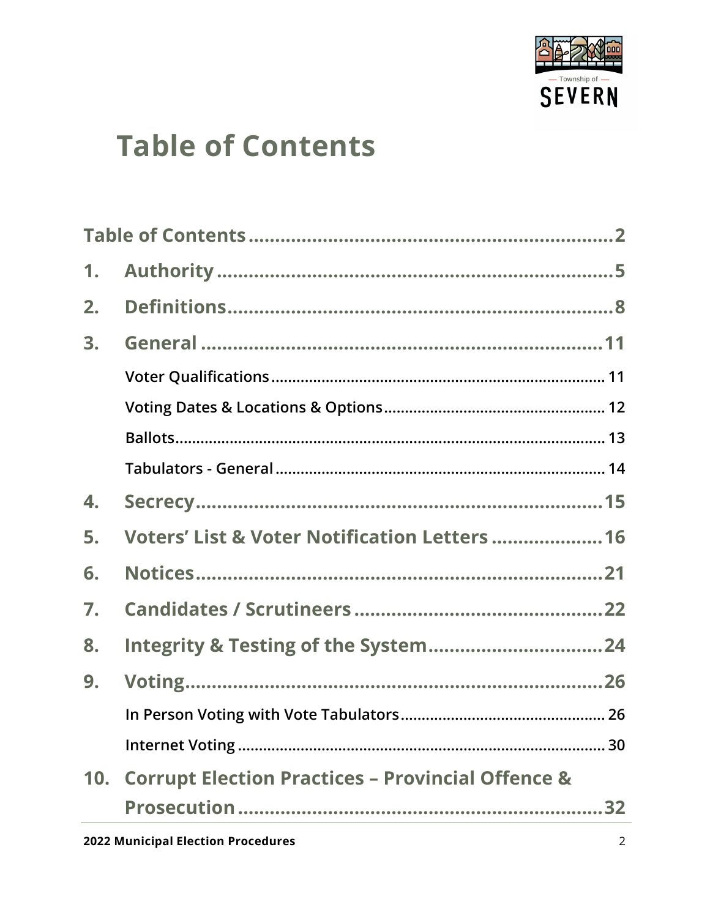# Table of Contents

Table of Contents .......... 2

1. Authority .......... 5
2. Definitions .......... 8
3. General .......... 11
   - Voter Qualifications .......... 11
   - Voting Dates & Locations & Options .......... 12
   - Ballots .......... 13
   - Tabulators - General .......... 14
4. Secrecy .......... 15
5. Voters' List & Voter Notification Letters .......... 16
6. Notices .......... 21
7. Candidates / Scrutineers .......... 22
8. Integrity & Testing of the System .......... 24
9. Voting .......... 26
   - In Person Voting with Vote Tabulators .......... 26
   - Internet Voting .......... 30
10. Corrupt Election Practices – Provincial Offence & Prosecution .......... 32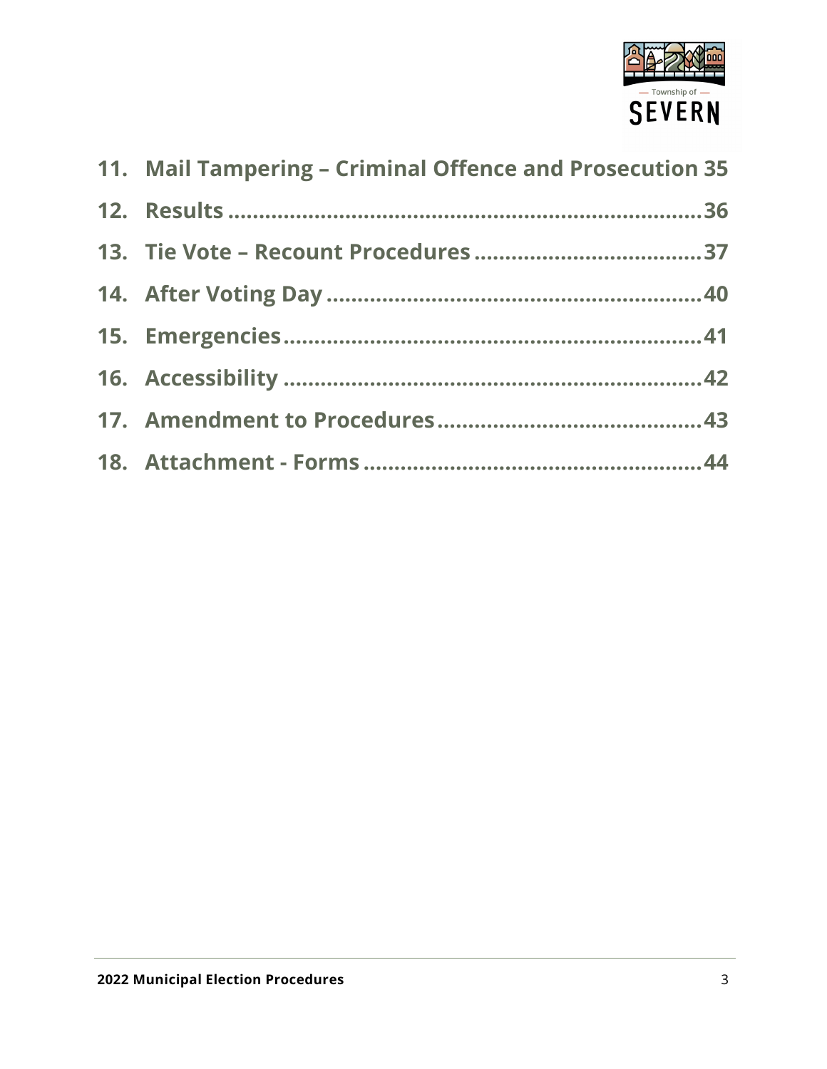11. Mail Tampering – Criminal Offence and Prosecution 35
12. Results ..................................................................36
13. Tie Vote – Recount Procedures ..................................37
14. After Voting Day ........................................................40
15. Emergencies...............................................................41
16. Accessibility ..............................................................42
17. Amendment to Procedures.........................................43
18. Attachment - Forms ....................................................44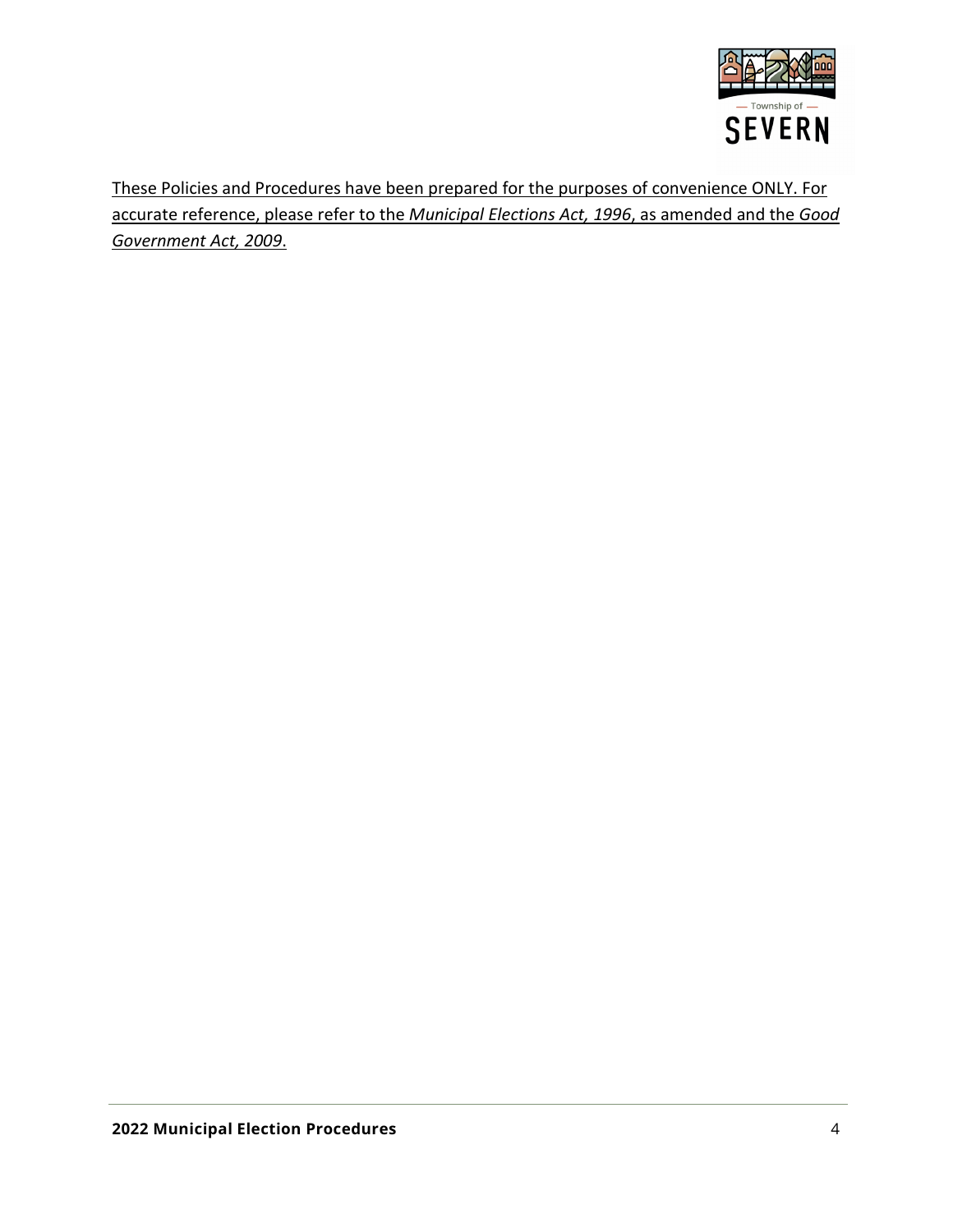These Policies and Procedures have been prepared for the purposes of convenience ONLY. For accurate reference, please refer to the *Municipal Elections Act, 1996*, as amended and the *Good Government Act, 2009*.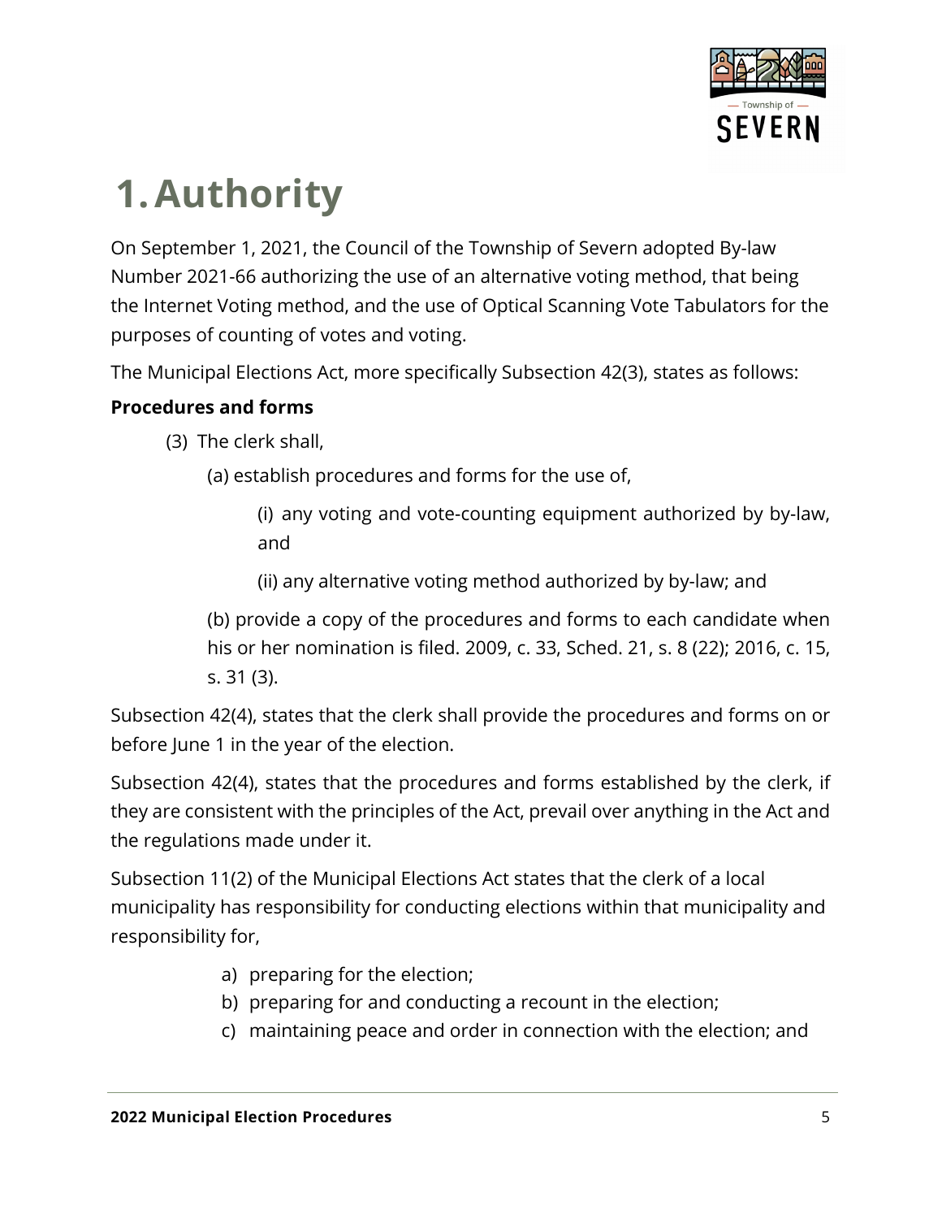# 1. Authority

On September 1, 2021, the Council of the Township of Severn adopted By-law Number 2021-66 authorizing the use of an alternative voting method, that being the Internet Voting method, and the use of Optical Scanning Vote Tabulators for the purposes of counting of votes and voting.

The Municipal Elections Act, more specifically Subsection 42(3), states as follows:

**Procedures and forms**

(3) The clerk shall,

(a) establish procedures and forms for the use of,

(i) any voting and vote-counting equipment authorized by by-law, and

(ii) any alternative voting method authorized by by-law; and

(b) provide a copy of the procedures and forms to each candidate when his or her nomination is filed. 2009, c. 33, Sched. 21, s. 8 (22); 2016, c. 15, s. 31 (3).

Subsection 42(4), states that the clerk shall provide the procedures and forms on or before June 1 in the year of the election.

Subsection 42(4), states that the procedures and forms established by the clerk, if they are consistent with the principles of the Act, prevail over anything in the Act and the regulations made under it.

Subsection 11(2) of the Municipal Elections Act states that the clerk of a local municipality has responsibility for conducting elections within that municipality and responsibility for,

a) preparing for the election;
b) preparing for and conducting a recount in the election;
c) maintaining peace and order in connection with the election; and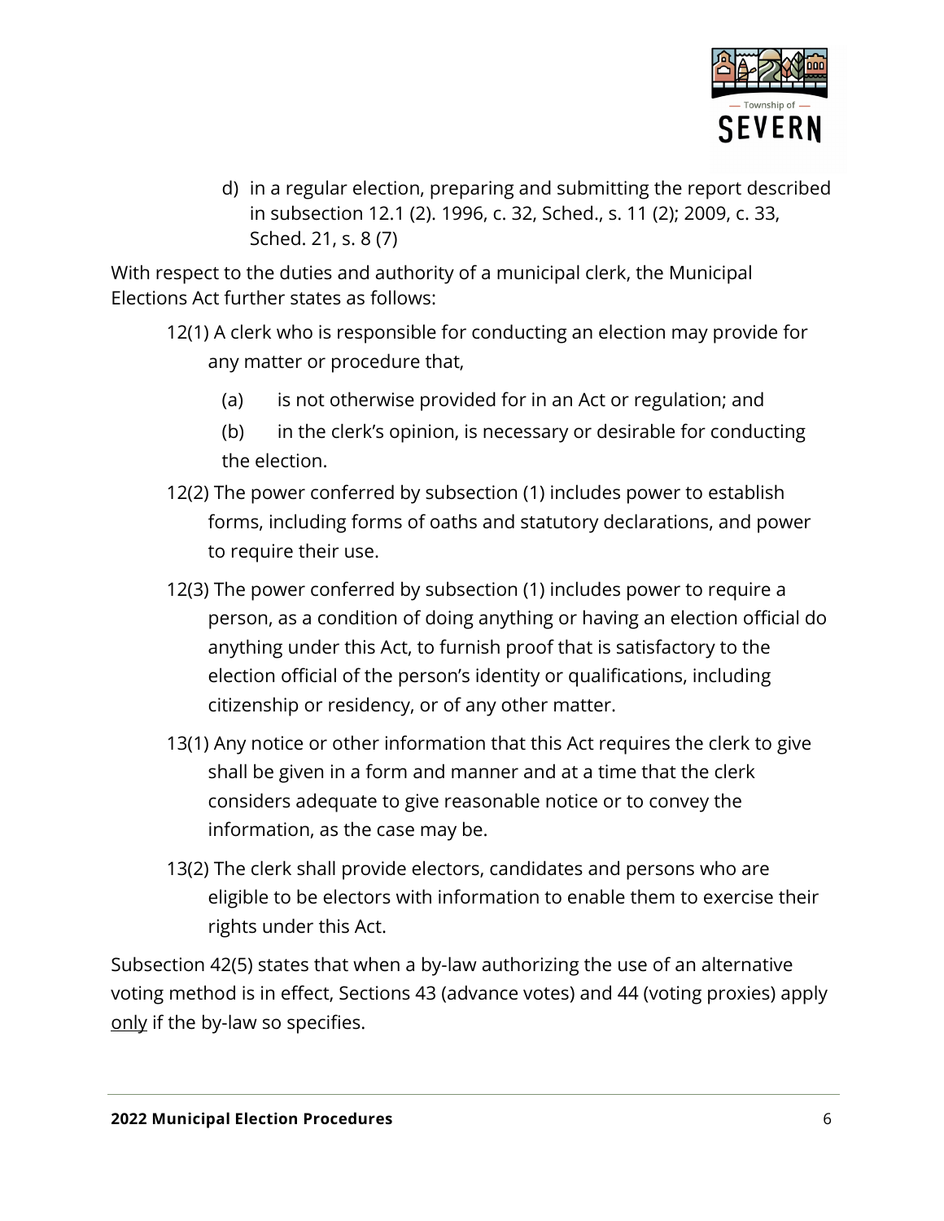d) in a regular election, preparing and submitting the report described in subsection 12.1 (2). 1996, c. 32, Sched., s. 11 (2); 2009, c. 33, Sched. 21, s. 8 (7)

With respect to the duties and authority of a municipal clerk, the Municipal Elections Act further states as follows:

> 12(1) A clerk who is responsible for conducting an election may provide for any matter or procedure that,
>
> (a) is not otherwise provided for in an Act or regulation; and
>
> (b) in the clerk's opinion, is necessary or desirable for conducting the election.
>
> 12(2) The power conferred by subsection (1) includes power to establish forms, including forms of oaths and statutory declarations, and power to require their use.
>
> 12(3) The power conferred by subsection (1) includes power to require a person, as a condition of doing anything or having an election official do anything under this Act, to furnish proof that is satisfactory to the election official of the person's identity or qualifications, including citizenship or residency, or of any other matter.
>
> 13(1) Any notice or other information that this Act requires the clerk to give shall be given in a form and manner and at a time that the clerk considers adequate to give reasonable notice or to convey the information, as the case may be.
>
> 13(2) The clerk shall provide electors, candidates and persons who are eligible to be electors with information to enable them to exercise their rights under this Act.

Subsection 42(5) states that when a by-law authorizing the use of an alternative voting method is in effect, Sections 43 (advance votes) and 44 (voting proxies) apply <u>only</u> if the by-law so specifies.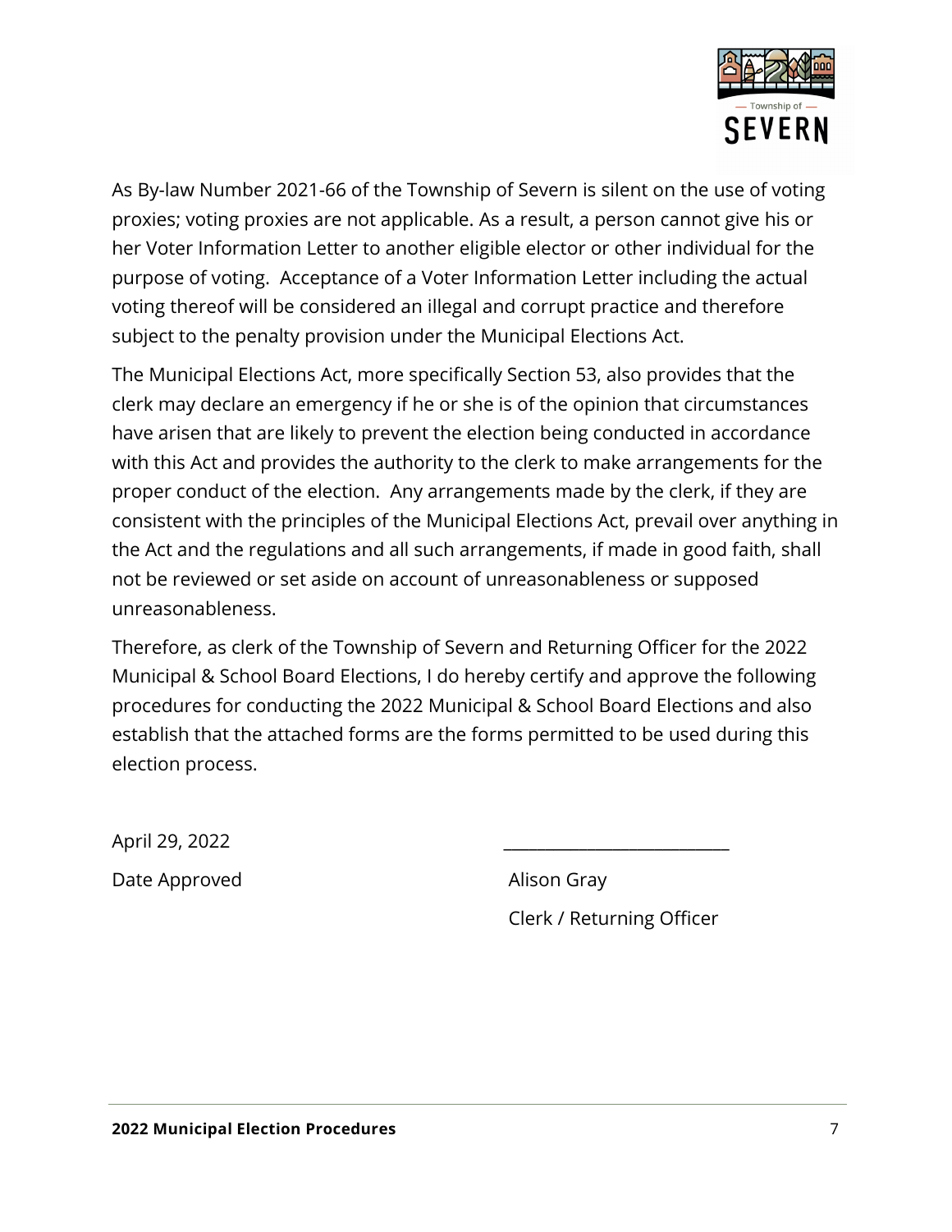As By-law Number 2021-66 of the Township of Severn is silent on the use of voting proxies; voting proxies are not applicable. As a result, a person cannot give his or her Voter Information Letter to another eligible elector or other individual for the purpose of voting. Acceptance of a Voter Information Letter including the actual voting thereof will be considered an illegal and corrupt practice and therefore subject to the penalty provision under the Municipal Elections Act.

The Municipal Elections Act, more specifically Section 53, also provides that the clerk may declare an emergency if he or she is of the opinion that circumstances have arisen that are likely to prevent the election being conducted in accordance with this Act and provides the authority to the clerk to make arrangements for the proper conduct of the election. Any arrangements made by the clerk, if they are consistent with the principles of the Municipal Elections Act, prevail over anything in the Act and the regulations and all such arrangements, if made in good faith, shall not be reviewed or set aside on account of unreasonableness or supposed unreasonableness.

Therefore, as clerk of the Township of Severn and Returning Officer for the 2022 Municipal & School Board Elections, I do hereby certify and approve the following procedures for conducting the 2022 Municipal & School Board Elections and also establish that the attached forms are the forms permitted to be used during this election process.

April 29, 2022

Date Approved

___________________________

Alison Gray

Clerk / Returning Officer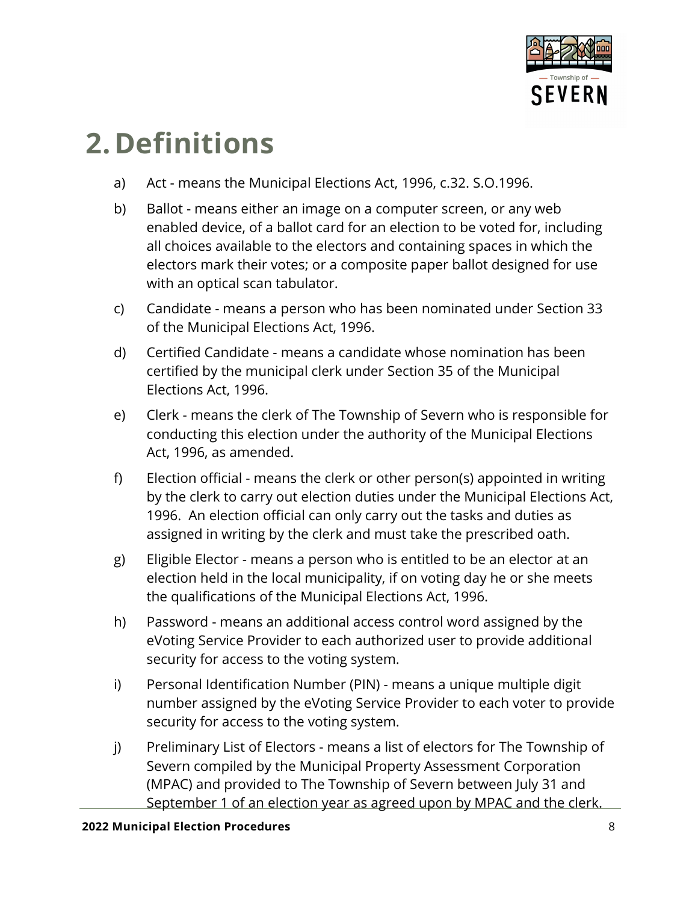# 2. Definitions

a) Act - means the Municipal Elections Act, 1996, c.32. S.O.1996.

b) Ballot - means either an image on a computer screen, or any web enabled device, of a ballot card for an election to be voted for, including all choices available to the electors and containing spaces in which the electors mark their votes; or a composite paper ballot designed for use with an optical scan tabulator.

c) Candidate - means a person who has been nominated under Section 33 of the Municipal Elections Act, 1996.

d) Certified Candidate - means a candidate whose nomination has been certified by the municipal clerk under Section 35 of the Municipal Elections Act, 1996.

e) Clerk - means the clerk of The Township of Severn who is responsible for conducting this election under the authority of the Municipal Elections Act, 1996, as amended.

f) Election official - means the clerk or other person(s) appointed in writing by the clerk to carry out election duties under the Municipal Elections Act, 1996. An election official can only carry out the tasks and duties as assigned in writing by the clerk and must take the prescribed oath.

g) Eligible Elector - means a person who is entitled to be an elector at an election held in the local municipality, if on voting day he or she meets the qualifications of the Municipal Elections Act, 1996.

h) Password - means an additional access control word assigned by the eVoting Service Provider to each authorized user to provide additional security for access to the voting system.

i) Personal Identification Number (PIN) - means a unique multiple digit number assigned by the eVoting Service Provider to each voter to provide security for access to the voting system.

j) Preliminary List of Electors - means a list of electors for The Township of Severn compiled by the Municipal Property Assessment Corporation (MPAC) and provided to The Township of Severn between July 31 and September 1 of an election year as agreed upon by MPAC and the clerk.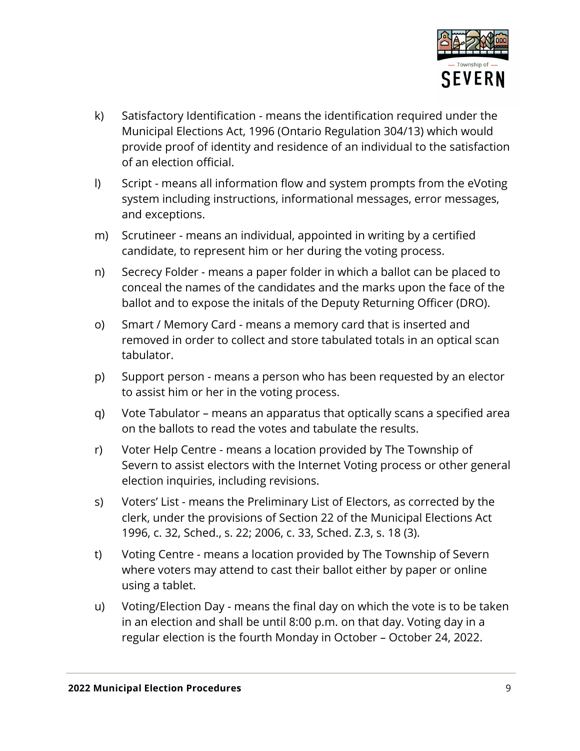k) Satisfactory Identification - means the identification required under the Municipal Elections Act, 1996 (Ontario Regulation 304/13) which would provide proof of identity and residence of an individual to the satisfaction of an election official.

l) Script - means all information flow and system prompts from the eVoting system including instructions, informational messages, error messages, and exceptions.

m) Scrutineer - means an individual, appointed in writing by a certified candidate, to represent him or her during the voting process.

n) Secrecy Folder - means a paper folder in which a ballot can be placed to conceal the names of the candidates and the marks upon the face of the ballot and to expose the initals of the Deputy Returning Officer (DRO).

o) Smart / Memory Card - means a memory card that is inserted and removed in order to collect and store tabulated totals in an optical scan tabulator.

p) Support person - means a person who has been requested by an elector to assist him or her in the voting process.

q) Vote Tabulator – means an apparatus that optically scans a specified area on the ballots to read the votes and tabulate the results.

r) Voter Help Centre - means a location provided by The Township of Severn to assist electors with the Internet Voting process or other general election inquiries, including revisions.

s) Voters' List - means the Preliminary List of Electors, as corrected by the clerk, under the provisions of Section 22 of the Municipal Elections Act 1996, c. 32, Sched., s. 22; 2006, c. 33, Sched. Z.3, s. 18 (3).

t) Voting Centre - means a location provided by The Township of Severn where voters may attend to cast their ballot either by paper or online using a tablet.

u) Voting/Election Day - means the final day on which the vote is to be taken in an election and shall be until 8:00 p.m. on that day. Voting day in a regular election is the fourth Monday in October – October 24, 2022.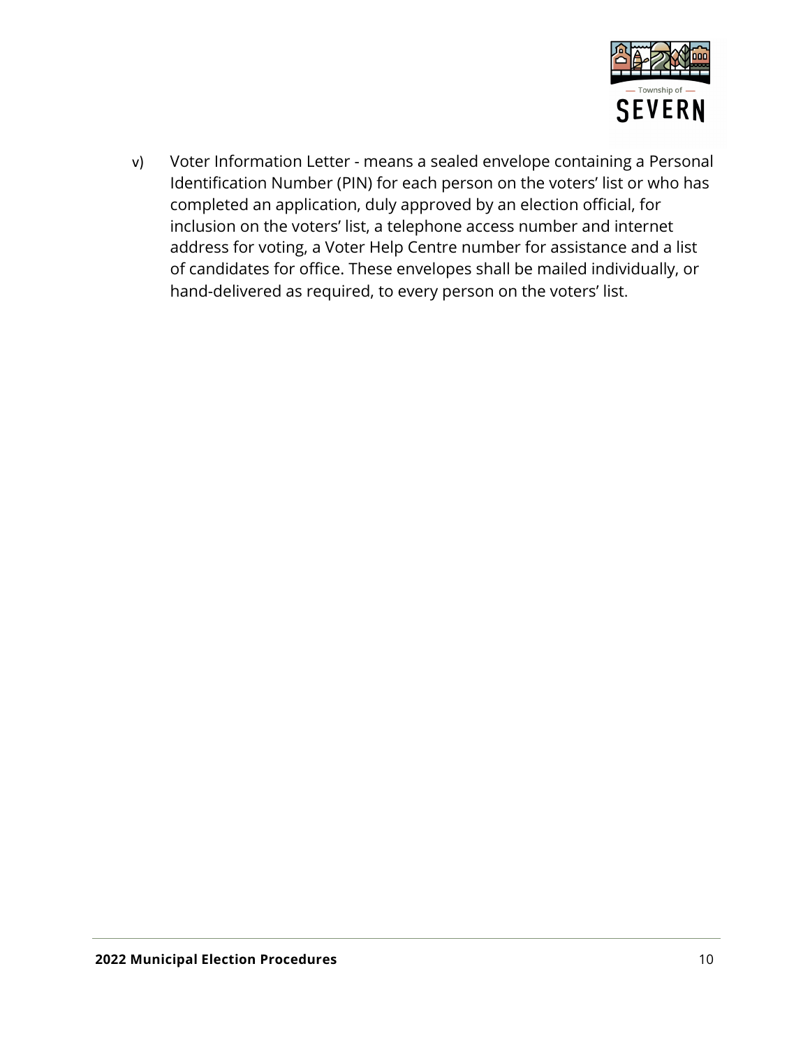v) Voter Information Letter - means a sealed envelope containing a Personal Identification Number (PIN) for each person on the voters' list or who has completed an application, duly approved by an election official, for inclusion on the voters' list, a telephone access number and internet address for voting, a Voter Help Centre number for assistance and a list of candidates for office. These envelopes shall be mailed individually, or hand-delivered as required, to every person on the voters' list.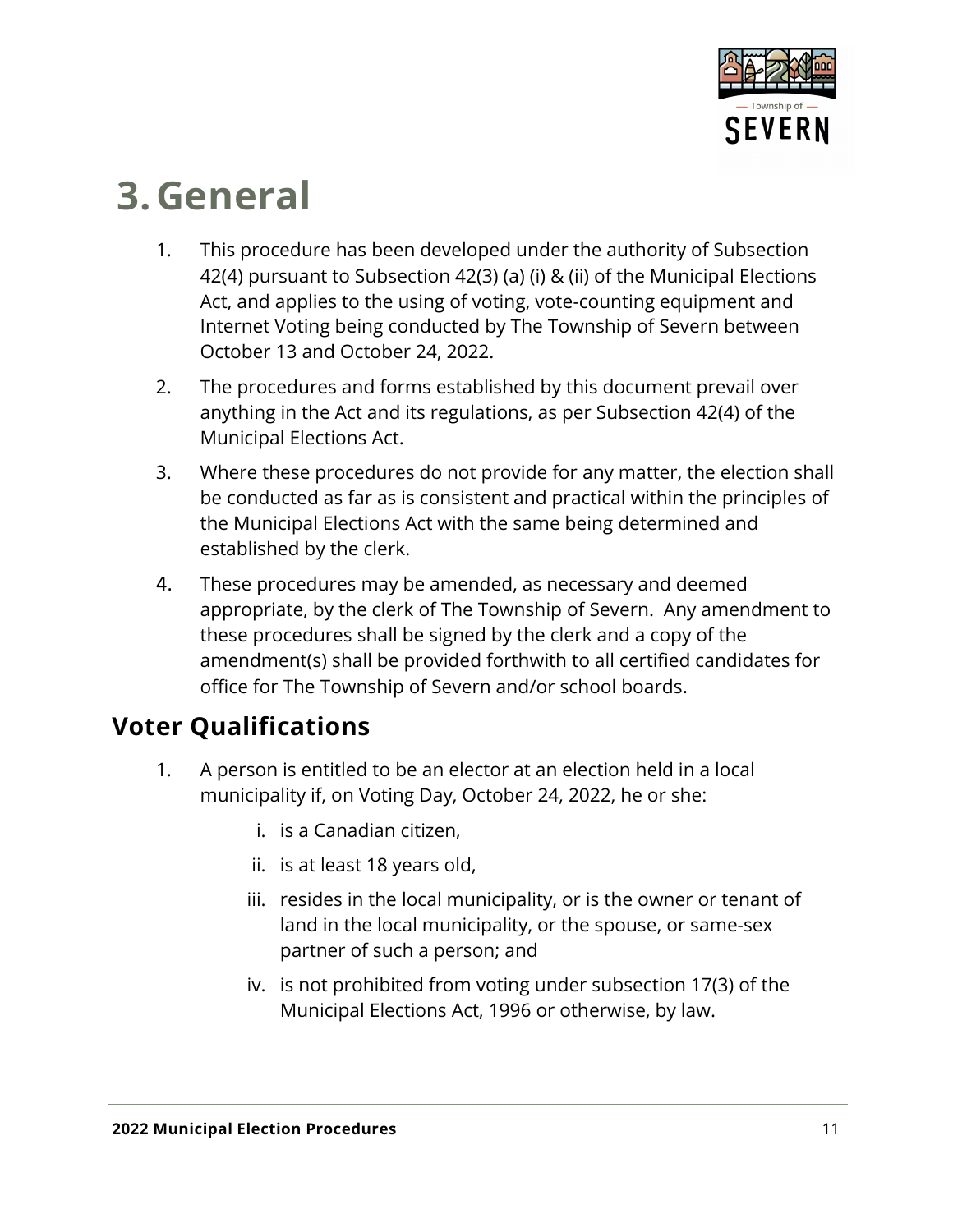# 3. General

1. This procedure has been developed under the authority of Subsection 42(4) pursuant to Subsection 42(3) (a) (i) & (ii) of the Municipal Elections Act, and applies to the using of voting, vote-counting equipment and Internet Voting being conducted by The Township of Severn between October 13 and October 24, 2022.
2. The procedures and forms established by this document prevail over anything in the Act and its regulations, as per Subsection 42(4) of the Municipal Elections Act.
3. Where these procedures do not provide for any matter, the election shall be conducted as far as is consistent and practical within the principles of the Municipal Elections Act with the same being determined and established by the clerk.
4. These procedures may be amended, as necessary and deemed appropriate, by the clerk of The Township of Severn. Any amendment to these procedures shall be signed by the clerk and a copy of the amendment(s) shall be provided forthwith to all certified candidates for office for The Township of Severn and/or school boards.

## Voter Qualifications

1. A person is entitled to be an elector at an election held in a local municipality if, on Voting Day, October 24, 2022, he or she:
   i. is a Canadian citizen,
   ii. is at least 18 years old,
   iii. resides in the local municipality, or is the owner or tenant of land in the local municipality, or the spouse, or same-sex partner of such a person; and
   iv. is not prohibited from voting under subsection 17(3) of the Municipal Elections Act, 1996 or otherwise, by law.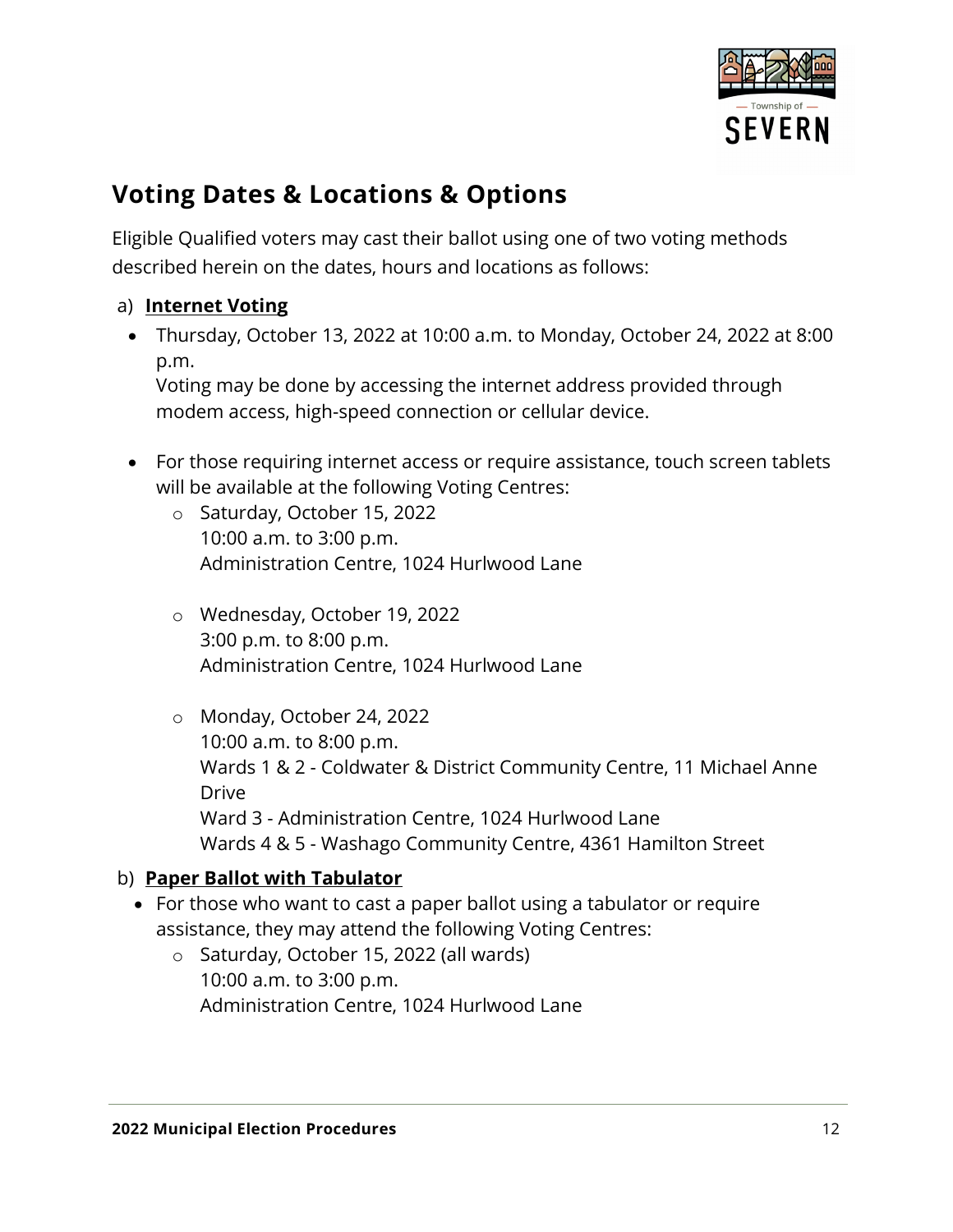## Voting Dates & Locations & Options

Eligible Qualified voters may cast their ballot using one of two voting methods described herein on the dates, hours and locations as follows:

a) **Internet Voting**

- Thursday, October 13, 2022 at 10:00 a.m. to Monday, October 24, 2022 at 8:00 p.m.
  Voting may be done by accessing the internet address provided through modem access, high-speed connection or cellular device.

- For those requiring internet access or require assistance, touch screen tablets will be available at the following Voting Centres:
  - Saturday, October 15, 2022
    10:00 a.m. to 3:00 p.m.
    Administration Centre, 1024 Hurlwood Lane

  - Wednesday, October 19, 2022
    3:00 p.m. to 8:00 p.m.
    Administration Centre, 1024 Hurlwood Lane

  - Monday, October 24, 2022
    10:00 a.m. to 8:00 p.m.
    Wards 1 & 2 - Coldwater & District Community Centre, 11 Michael Anne Drive
    Ward 3 - Administration Centre, 1024 Hurlwood Lane
    Wards 4 & 5 - Washago Community Centre, 4361 Hamilton Street

b) **Paper Ballot with Tabulator**

- For those who want to cast a paper ballot using a tabulator or require assistance, they may attend the following Voting Centres:
  - Saturday, October 15, 2022 (all wards)
    10:00 a.m. to 3:00 p.m.
    Administration Centre, 1024 Hurlwood Lane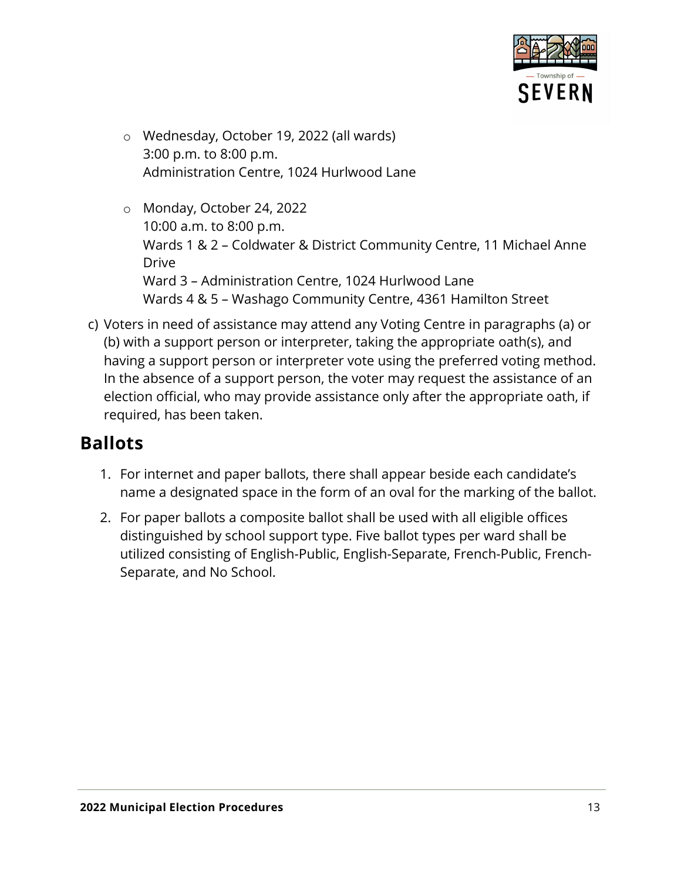- Wednesday, October 19, 2022 (all wards)
  3:00 p.m. to 8:00 p.m.
  Administration Centre, 1024 Hurlwood Lane

- Monday, October 24, 2022
  10:00 a.m. to 8:00 p.m.
  Wards 1 & 2 – Coldwater & District Community Centre, 11 Michael Anne Drive
  Ward 3 – Administration Centre, 1024 Hurlwood Lane
  Wards 4 & 5 – Washago Community Centre, 4361 Hamilton Street

c) Voters in need of assistance may attend any Voting Centre in paragraphs (a) or (b) with a support person or interpreter, taking the appropriate oath(s), and having a support person or interpreter vote using the preferred voting method. In the absence of a support person, the voter may request the assistance of an election official, who may provide assistance only after the appropriate oath, if required, has been taken.

## Ballots

1. For internet and paper ballots, there shall appear beside each candidate's name a designated space in the form of an oval for the marking of the ballot.
2. For paper ballots a composite ballot shall be used with all eligible offices distinguished by school support type. Five ballot types per ward shall be utilized consisting of English-Public, English-Separate, French-Public, French-Separate, and No School.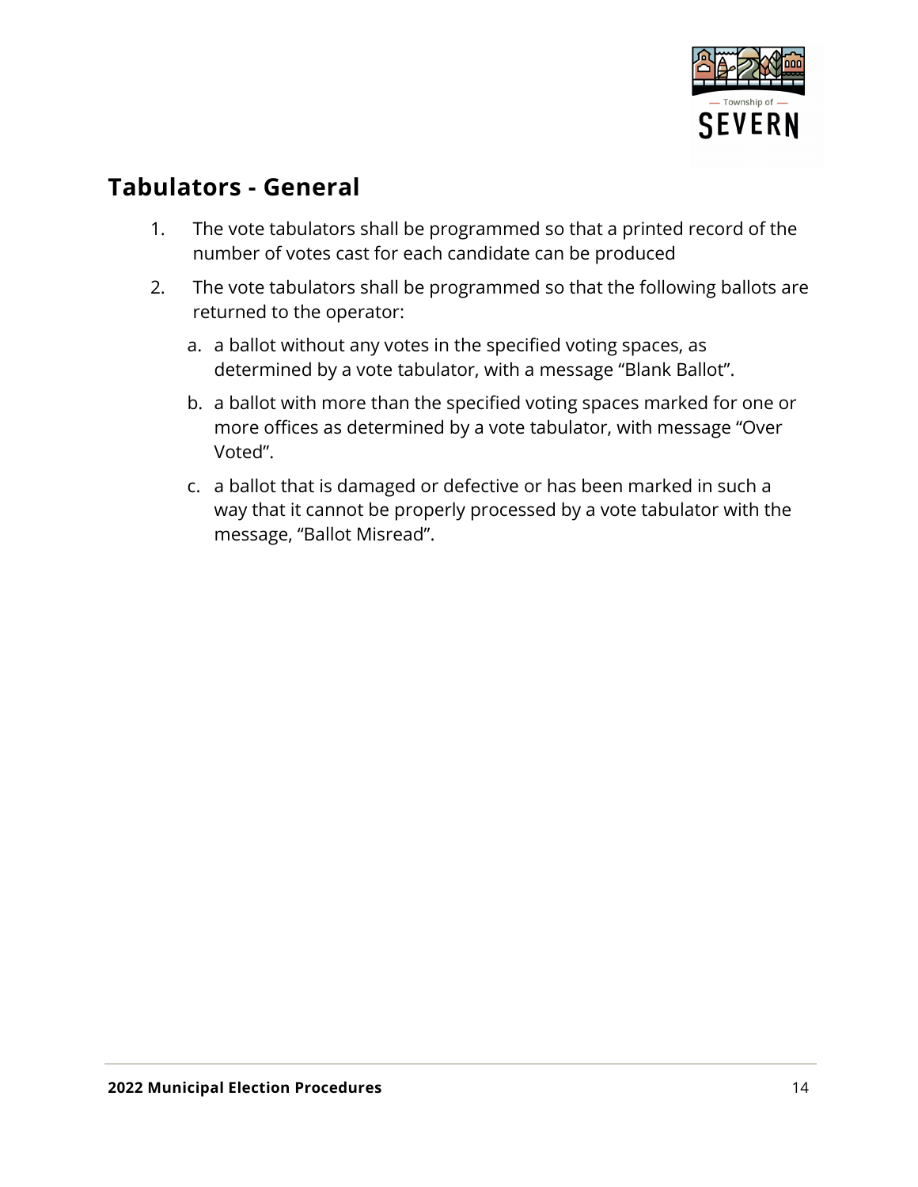## Tabulators - General

1. The vote tabulators shall be programmed so that a printed record of the number of votes cast for each candidate can be produced
2. The vote tabulators shall be programmed so that the following ballots are returned to the operator:
   a. a ballot without any votes in the specified voting spaces, as determined by a vote tabulator, with a message “Blank Ballot”.
   b. a ballot with more than the specified voting spaces marked for one or more offices as determined by a vote tabulator, with message “Over Voted”.
   c. a ballot that is damaged or defective or has been marked in such a way that it cannot be properly processed by a vote tabulator with the message, “Ballot Misread”.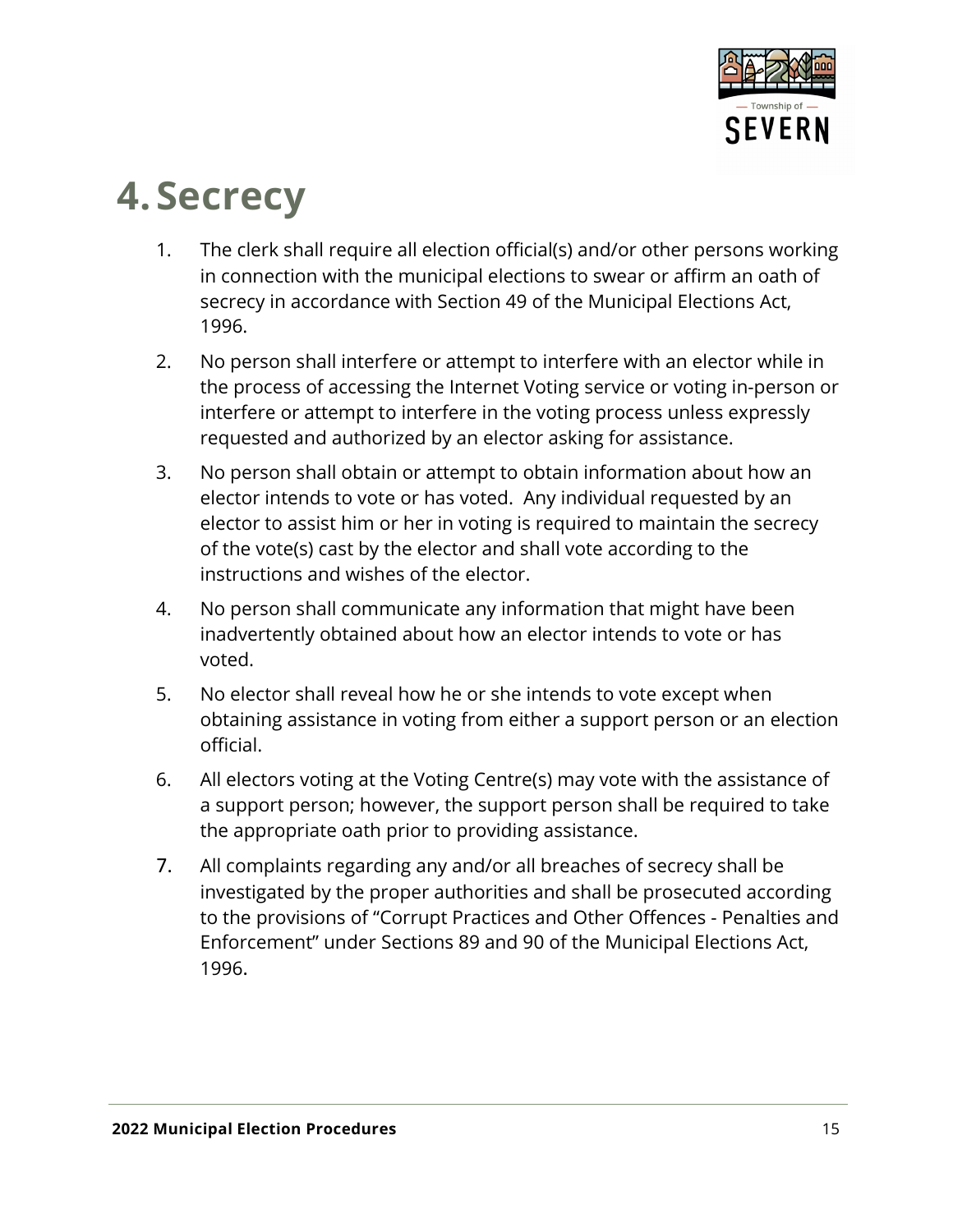# 4. Secrecy

1. The clerk shall require all election official(s) and/or other persons working in connection with the municipal elections to swear or affirm an oath of secrecy in accordance with Section 49 of the Municipal Elections Act, 1996.
2. No person shall interfere or attempt to interfere with an elector while in the process of accessing the Internet Voting service or voting in-person or interfere or attempt to interfere in the voting process unless expressly requested and authorized by an elector asking for assistance.
3. No person shall obtain or attempt to obtain information about how an elector intends to vote or has voted. Any individual requested by an elector to assist him or her in voting is required to maintain the secrecy of the vote(s) cast by the elector and shall vote according to the instructions and wishes of the elector.
4. No person shall communicate any information that might have been inadvertently obtained about how an elector intends to vote or has voted.
5. No elector shall reveal how he or she intends to vote except when obtaining assistance in voting from either a support person or an election official.
6. All electors voting at the Voting Centre(s) may vote with the assistance of a support person; however, the support person shall be required to take the appropriate oath prior to providing assistance.
7. All complaints regarding any and/or all breaches of secrecy shall be investigated by the proper authorities and shall be prosecuted according to the provisions of "Corrupt Practices and Other Offences - Penalties and Enforcement" under Sections 89 and 90 of the Municipal Elections Act, 1996.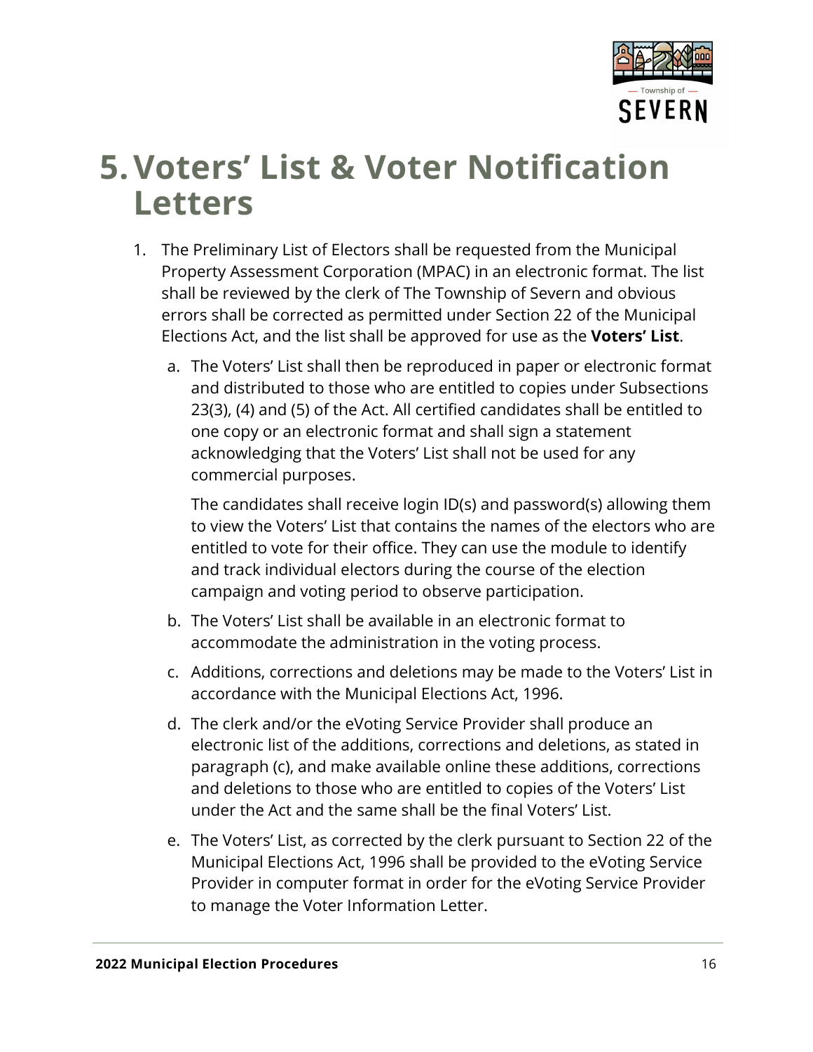# 5. Voters' List & Voter Notification Letters

1. The Preliminary List of Electors shall be requested from the Municipal Property Assessment Corporation (MPAC) in an electronic format. The list shall be reviewed by the clerk of The Township of Severn and obvious errors shall be corrected as permitted under Section 22 of the Municipal Elections Act, and the list shall be approved for use as the **Voters' List**.

   a. The Voters' List shall then be reproduced in paper or electronic format and distributed to those who are entitled to copies under Subsections 23(3), (4) and (5) of the Act. All certified candidates shall be entitled to one copy or an electronic format and shall sign a statement acknowledging that the Voters' List shall not be used for any commercial purposes.

      The candidates shall receive login ID(s) and password(s) allowing them to view the Voters' List that contains the names of the electors who are entitled to vote for their office. They can use the module to identify and track individual electors during the course of the election campaign and voting period to observe participation.

   b. The Voters' List shall be available in an electronic format to accommodate the administration in the voting process.

   c. Additions, corrections and deletions may be made to the Voters' List in accordance with the Municipal Elections Act, 1996.

   d. The clerk and/or the eVoting Service Provider shall produce an electronic list of the additions, corrections and deletions, as stated in paragraph (c), and make available online these additions, corrections and deletions to those who are entitled to copies of the Voters' List under the Act and the same shall be the final Voters' List.

   e. The Voters' List, as corrected by the clerk pursuant to Section 22 of the Municipal Elections Act, 1996 shall be provided to the eVoting Service Provider in computer format in order for the eVoting Service Provider to manage the Voter Information Letter.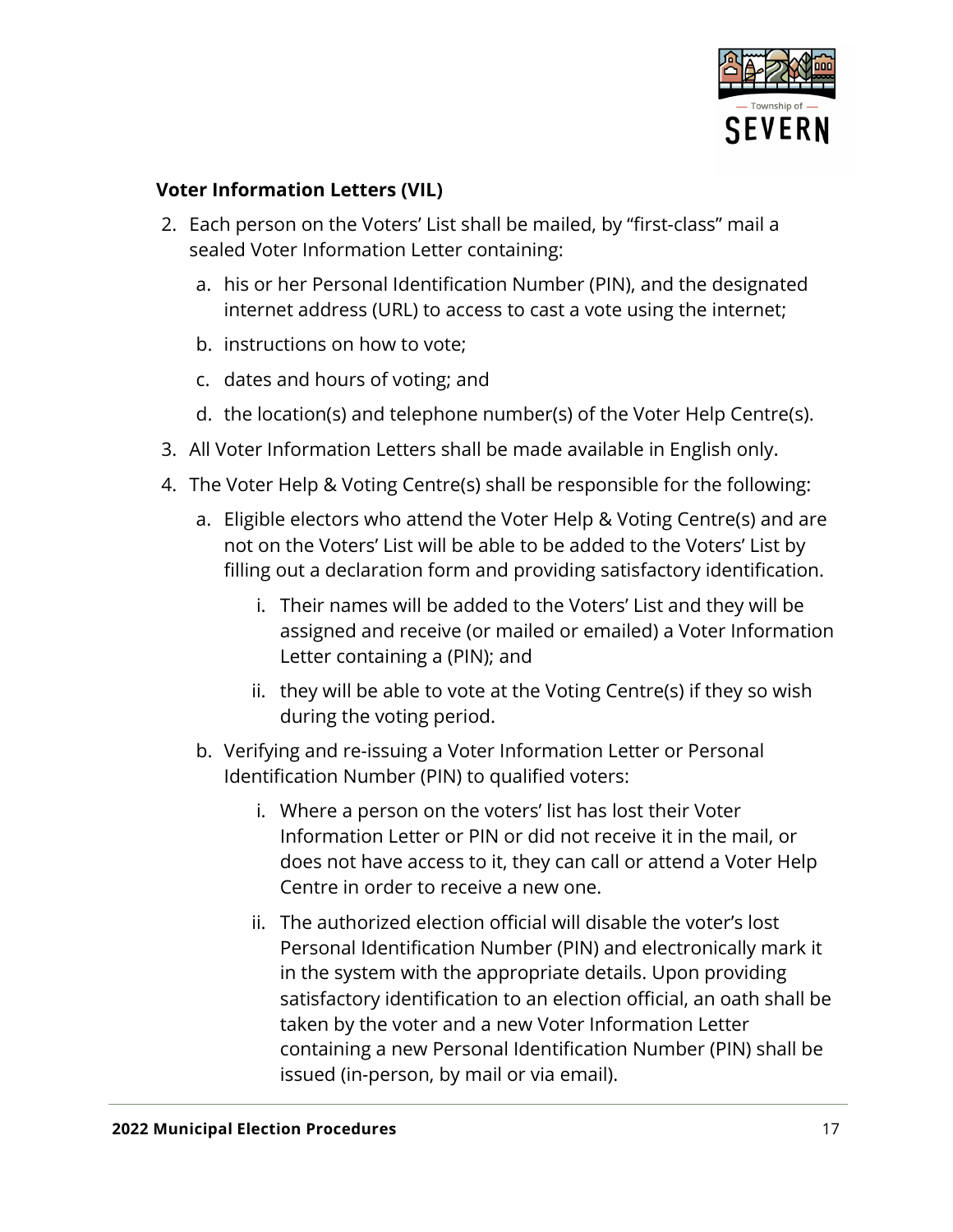### Voter Information Letters (VIL)

2. Each person on the Voters' List shall be mailed, by "first-class" mail a sealed Voter Information Letter containing:
   a. his or her Personal Identification Number (PIN), and the designated internet address (URL) to access to cast a vote using the internet;
   b. instructions on how to vote;
   c. dates and hours of voting; and
   d. the location(s) and telephone number(s) of the Voter Help Centre(s).
3. All Voter Information Letters shall be made available in English only.
4. The Voter Help & Voting Centre(s) shall be responsible for the following:
   a. Eligible electors who attend the Voter Help & Voting Centre(s) and are not on the Voters' List will be able to be added to the Voters' List by filling out a declaration form and providing satisfactory identification.
      i. Their names will be added to the Voters' List and they will be assigned and receive (or mailed or emailed) a Voter Information Letter containing a (PIN); and
      ii. they will be able to vote at the Voting Centre(s) if they so wish during the voting period.
   b. Verifying and re-issuing a Voter Information Letter or Personal Identification Number (PIN) to qualified voters:
      i. Where a person on the voters' list has lost their Voter Information Letter or PIN or did not receive it in the mail, or does not have access to it, they can call or attend a Voter Help Centre in order to receive a new one.
      ii. The authorized election official will disable the voter's lost Personal Identification Number (PIN) and electronically mark it in the system with the appropriate details. Upon providing satisfactory identification to an election official, an oath shall be taken by the voter and a new Voter Information Letter containing a new Personal Identification Number (PIN) shall be issued (in-person, by mail or via email).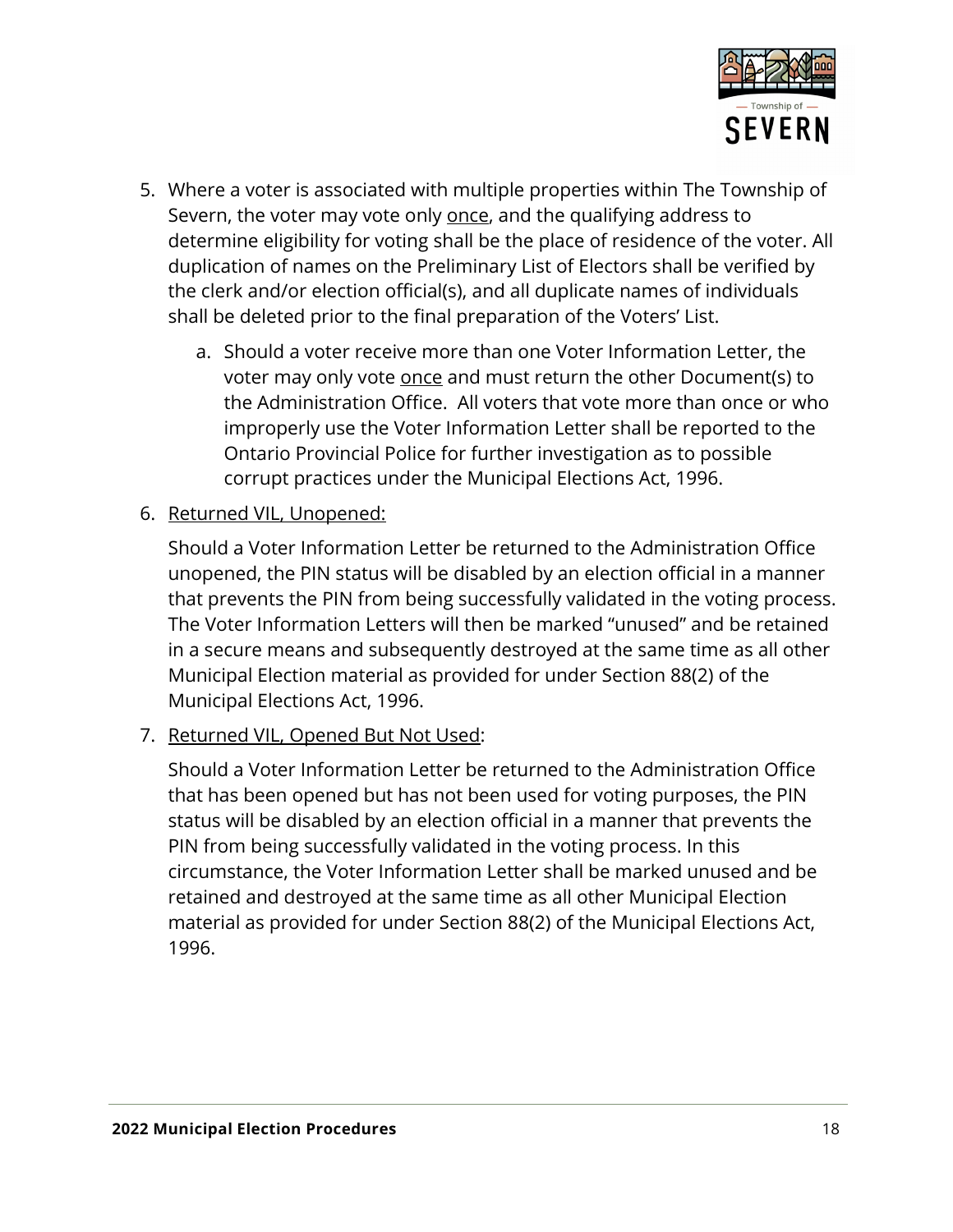5. Where a voter is associated with multiple properties within The Township of Severn, the voter may vote only <u>once</u>, and the qualifying address to determine eligibility for voting shall be the place of residence of the voter. All duplication of names on the Preliminary List of Electors shall be verified by the clerk and/or election official(s), and all duplicate names of individuals shall be deleted prior to the final preparation of the Voters' List.

    a. Should a voter receive more than one Voter Information Letter, the voter may only vote <u>once</u> and must return the other Document(s) to the Administration Office. All voters that vote more than once or who improperly use the Voter Information Letter shall be reported to the Ontario Provincial Police for further investigation as to possible corrupt practices under the Municipal Elections Act, 1996.

6. <u>Returned VIL, Unopened:</u>

    Should a Voter Information Letter be returned to the Administration Office unopened, the PIN status will be disabled by an election official in a manner that prevents the PIN from being successfully validated in the voting process. The Voter Information Letters will then be marked "unused" and be retained in a secure means and subsequently destroyed at the same time as all other Municipal Election material as provided for under Section 88(2) of the Municipal Elections Act, 1996.

7. <u>Returned VIL, Opened But Not Used</u>:

    Should a Voter Information Letter be returned to the Administration Office that has been opened but has not been used for voting purposes, the PIN status will be disabled by an election official in a manner that prevents the PIN from being successfully validated in the voting process. In this circumstance, the Voter Information Letter shall be marked unused and be retained and destroyed at the same time as all other Municipal Election material as provided for under Section 88(2) of the Municipal Elections Act, 1996.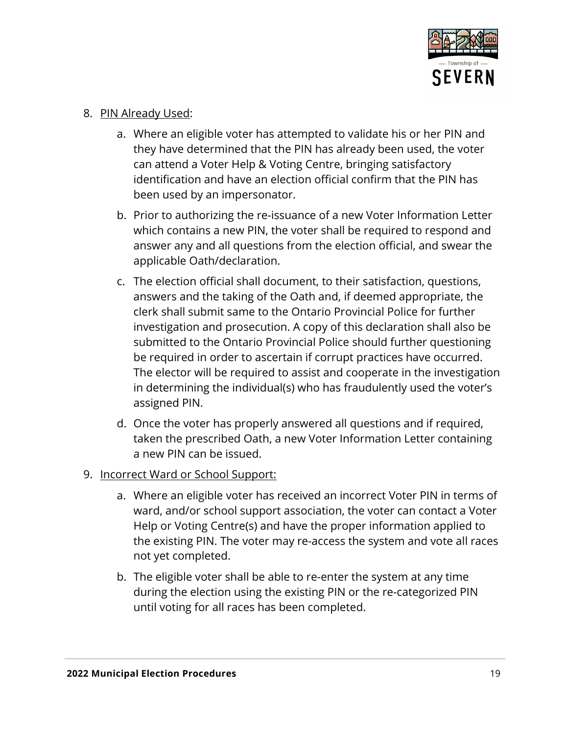8. <u>PIN Already Used</u>:

    a. Where an eligible voter has attempted to validate his or her PIN and they have determined that the PIN has already been used, the voter can attend a Voter Help & Voting Centre, bringing satisfactory identification and have an election official confirm that the PIN has been used by an impersonator.

    b. Prior to authorizing the re-issuance of a new Voter Information Letter which contains a new PIN, the voter shall be required to respond and answer any and all questions from the election official, and swear the applicable Oath/declaration.

    c. The election official shall document, to their satisfaction, questions, answers and the taking of the Oath and, if deemed appropriate, the clerk shall submit same to the Ontario Provincial Police for further investigation and prosecution. A copy of this declaration shall also be submitted to the Ontario Provincial Police should further questioning be required in order to ascertain if corrupt practices have occurred. The elector will be required to assist and cooperate in the investigation in determining the individual(s) who has fraudulently used the voter's assigned PIN.

    d. Once the voter has properly answered all questions and if required, taken the prescribed Oath, a new Voter Information Letter containing a new PIN can be issued.

9. <u>Incorrect Ward or School Support:</u>

    a. Where an eligible voter has received an incorrect Voter PIN in terms of ward, and/or school support association, the voter can contact a Voter Help or Voting Centre(s) and have the proper information applied to the existing PIN. The voter may re-access the system and vote all races not yet completed.

    b. The eligible voter shall be able to re-enter the system at any time during the election using the existing PIN or the re-categorized PIN until voting for all races has been completed.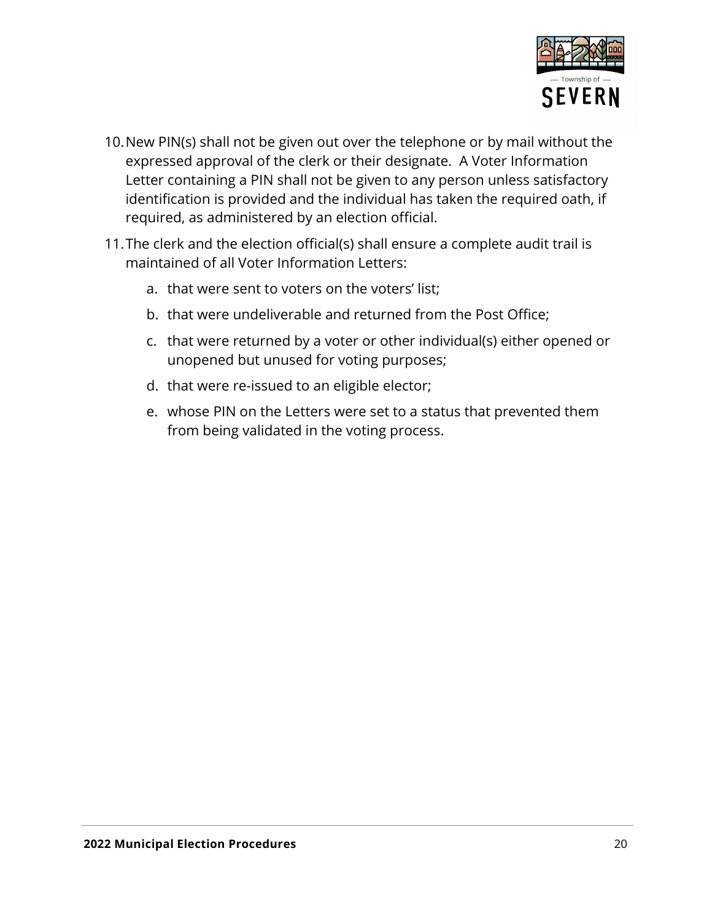10. New PIN(s) shall not be given out over the telephone or by mail without the expressed approval of the clerk or their designate. A Voter Information Letter containing a PIN shall not be given to any person unless satisfactory identification is provided and the individual has taken the required oath, if required, as administered by an election official.

11. The clerk and the election official(s) shall ensure a complete audit trail is maintained of all Voter Information Letters:

    a. that were sent to voters on the voters' list;

    b. that were undeliverable and returned from the Post Office;

    c. that were returned by a voter or other individual(s) either opened or unopened but unused for voting purposes;

    d. that were re-issued to an eligible elector;

    e. whose PIN on the Letters were set to a status that prevented them from being validated in the voting process.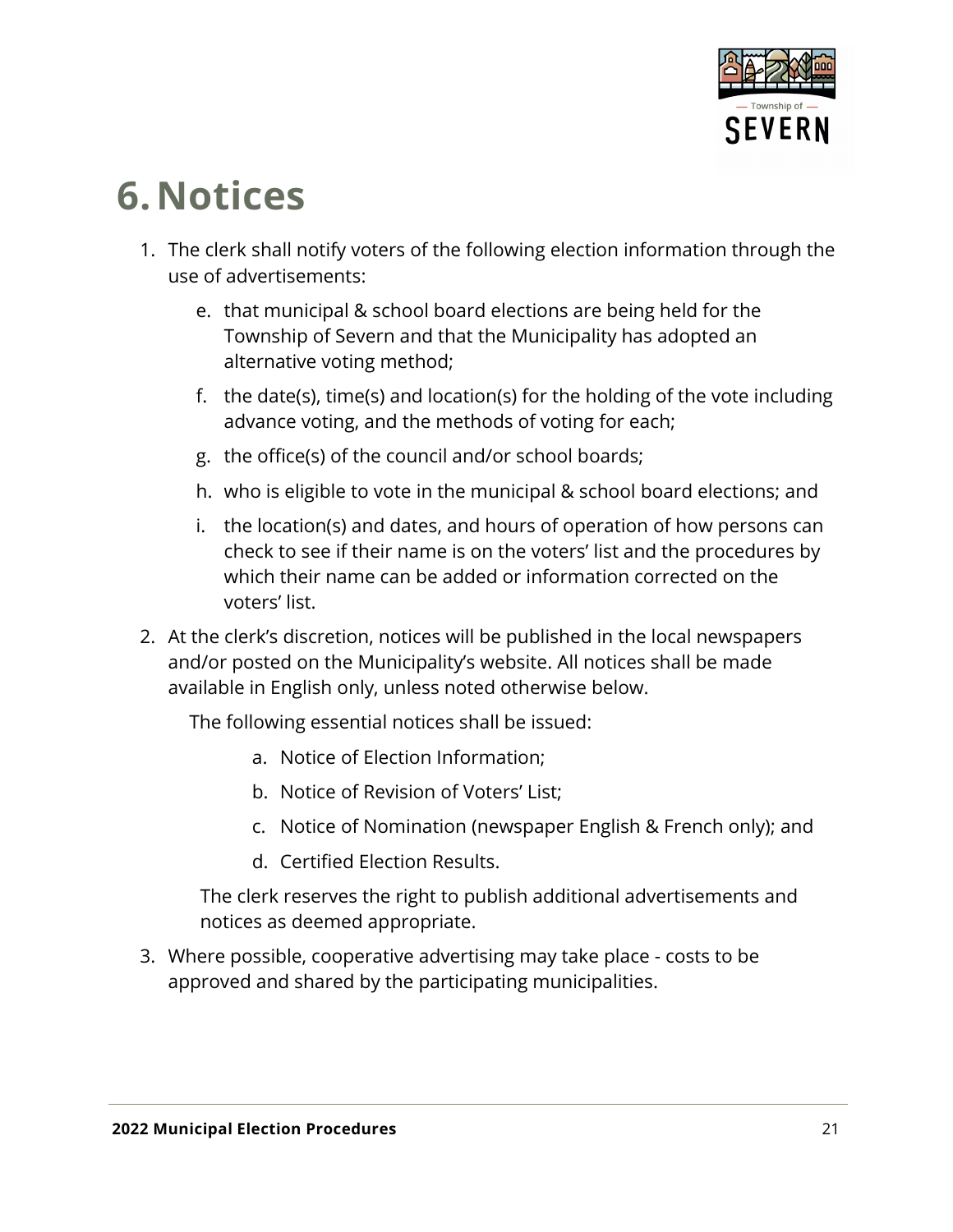# 6. Notices

1. The clerk shall notify voters of the following election information through the use of advertisements:

   e. that municipal & school board elections are being held for the Township of Severn and that the Municipality has adopted an alternative voting method;

   f. the date(s), time(s) and location(s) for the holding of the vote including advance voting, and the methods of voting for each;

   g. the office(s) of the council and/or school boards;

   h. who is eligible to vote in the municipal & school board elections; and

   i. the location(s) and dates, and hours of operation of how persons can check to see if their name is on the voters' list and the procedures by which their name can be added or information corrected on the voters' list.

2. At the clerk's discretion, notices will be published in the local newspapers and/or posted on the Municipality's website. All notices shall be made available in English only, unless noted otherwise below.

   The following essential notices shall be issued:

   a. Notice of Election Information;

   b. Notice of Revision of Voters' List;

   c. Notice of Nomination (newspaper English & French only); and

   d. Certified Election Results.

   The clerk reserves the right to publish additional advertisements and notices as deemed appropriate.

3. Where possible, cooperative advertising may take place - costs to be approved and shared by the participating municipalities.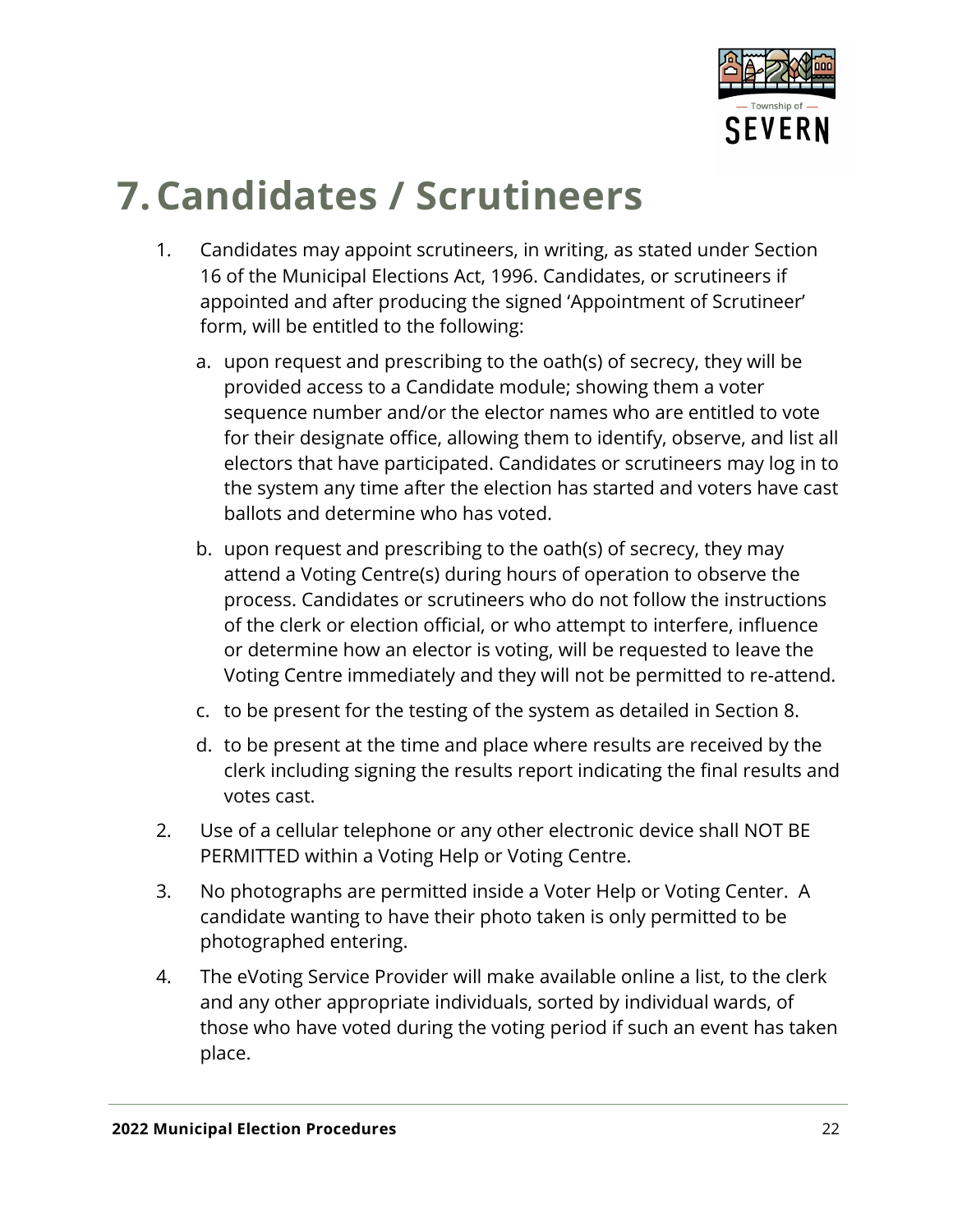# 7. Candidates / Scrutineers

1. Candidates may appoint scrutineers, in writing, as stated under Section 16 of the Municipal Elections Act, 1996. Candidates, or scrutineers if appointed and after producing the signed 'Appointment of Scrutineer' form, will be entitled to the following:

   a. upon request and prescribing to the oath(s) of secrecy, they will be provided access to a Candidate module; showing them a voter sequence number and/or the elector names who are entitled to vote for their designate office, allowing them to identify, observe, and list all electors that have participated. Candidates or scrutineers may log in to the system any time after the election has started and voters have cast ballots and determine who has voted.

   b. upon request and prescribing to the oath(s) of secrecy, they may attend a Voting Centre(s) during hours of operation to observe the process. Candidates or scrutineers who do not follow the instructions of the clerk or election official, or who attempt to interfere, influence or determine how an elector is voting, will be requested to leave the Voting Centre immediately and they will not be permitted to re-attend.

   c. to be present for the testing of the system as detailed in Section 8.

   d. to be present at the time and place where results are received by the clerk including signing the results report indicating the final results and votes cast.

2. Use of a cellular telephone or any other electronic device shall NOT BE PERMITTED within a Voting Help or Voting Centre.

3. No photographs are permitted inside a Voter Help or Voting Center. A candidate wanting to have their photo taken is only permitted to be photographed entering.

4. The eVoting Service Provider will make available online a list, to the clerk and any other appropriate individuals, sorted by individual wards, of those who have voted during the voting period if such an event has taken place.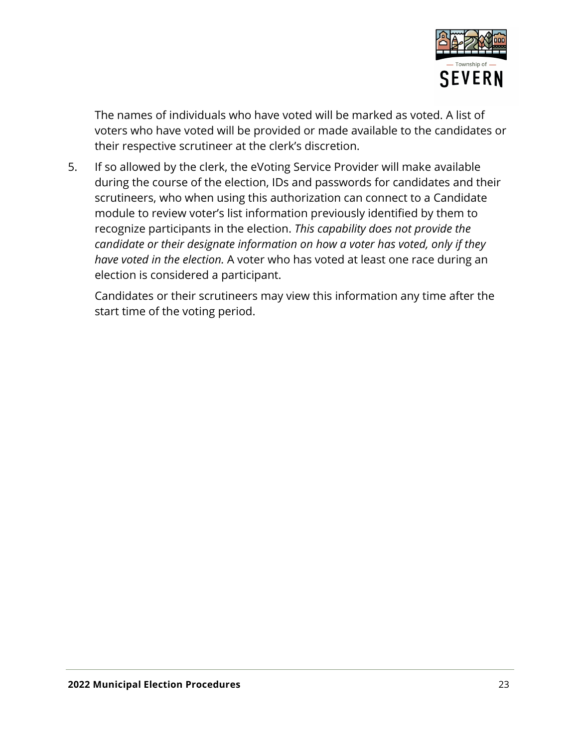The names of individuals who have voted will be marked as voted. A list of voters who have voted will be provided or made available to the candidates or their respective scrutineer at the clerk's discretion.

5. If so allowed by the clerk, the eVoting Service Provider will make available during the course of the election, IDs and passwords for candidates and their scrutineers, who when using this authorization can connect to a Candidate module to review voter's list information previously identified by them to recognize participants in the election. *This capability does not provide the candidate or their designate information on how a voter has voted, only if they have voted in the election.* A voter who has voted at least one race during an election is considered a participant.

   Candidates or their scrutineers may view this information any time after the start time of the voting period.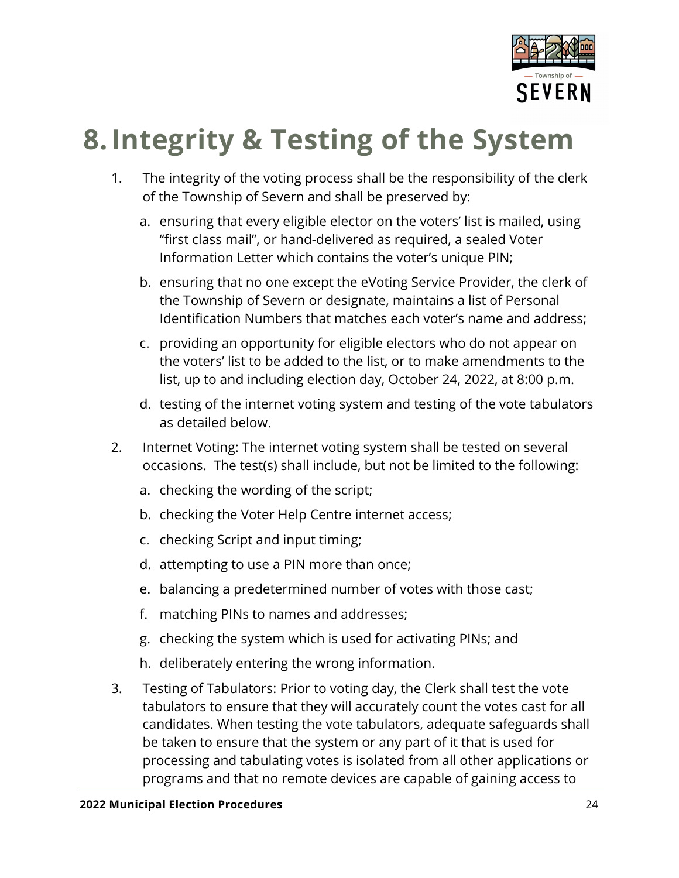# 8. Integrity & Testing of the System

1. The integrity of the voting process shall be the responsibility of the clerk of the Township of Severn and shall be preserved by:
   a. ensuring that every eligible elector on the voters' list is mailed, using "first class mail", or hand-delivered as required, a sealed Voter Information Letter which contains the voter's unique PIN;
   b. ensuring that no one except the eVoting Service Provider, the clerk of the Township of Severn or designate, maintains a list of Personal Identification Numbers that matches each voter's name and address;
   c. providing an opportunity for eligible electors who do not appear on the voters' list to be added to the list, or to make amendments to the list, up to and including election day, October 24, 2022, at 8:00 p.m.
   d. testing of the internet voting system and testing of the vote tabulators as detailed below.
2. Internet Voting: The internet voting system shall be tested on several occasions. The test(s) shall include, but not be limited to the following:
   a. checking the wording of the script;
   b. checking the Voter Help Centre internet access;
   c. checking Script and input timing;
   d. attempting to use a PIN more than once;
   e. balancing a predetermined number of votes with those cast;
   f. matching PINs to names and addresses;
   g. checking the system which is used for activating PINs; and
   h. deliberately entering the wrong information.
3. Testing of Tabulators: Prior to voting day, the Clerk shall test the vote tabulators to ensure that they will accurately count the votes cast for all candidates. When testing the vote tabulators, adequate safeguards shall be taken to ensure that the system or any part of it that is used for processing and tabulating votes is isolated from all other applications or programs and that no remote devices are capable of gaining access to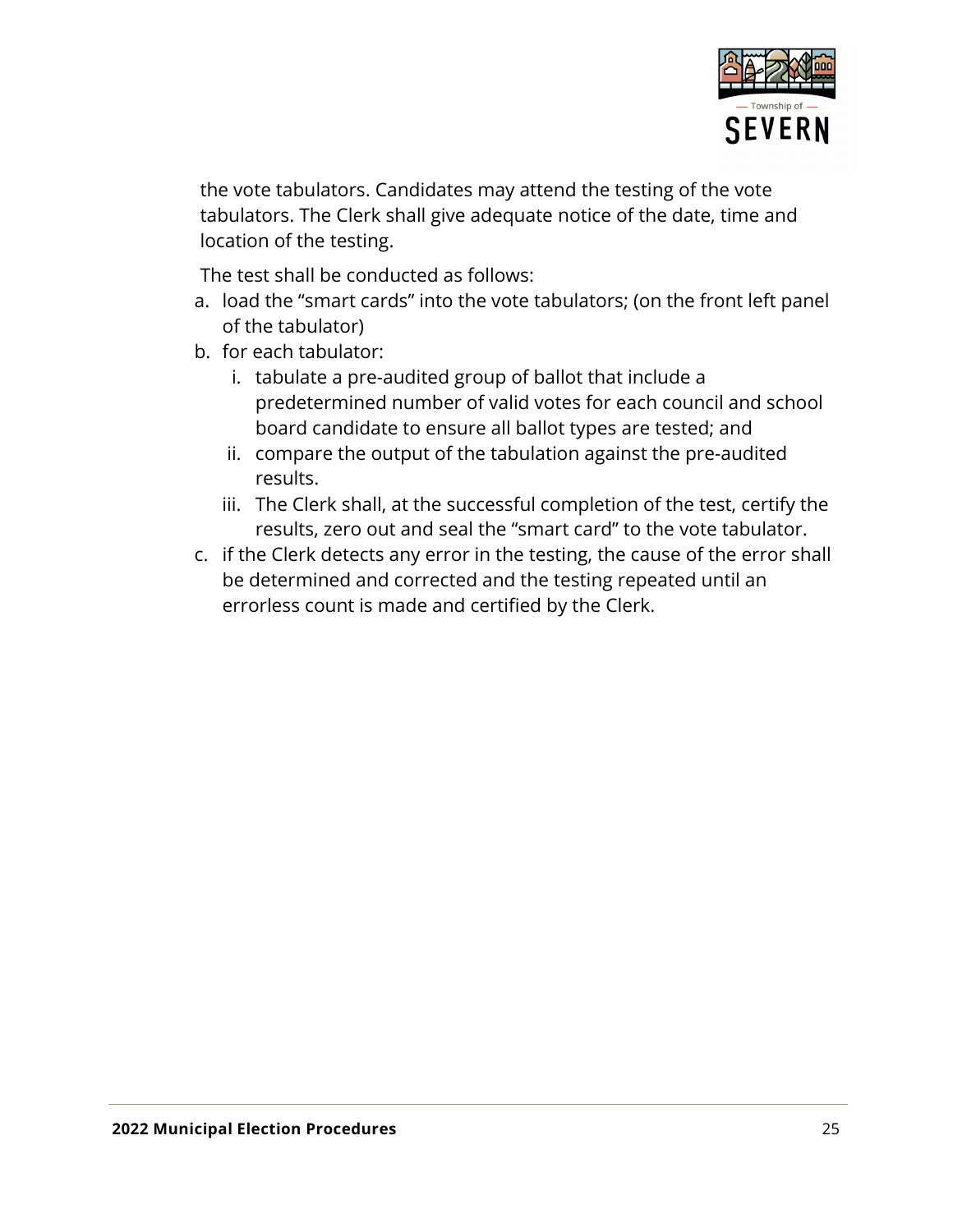the vote tabulators. Candidates may attend the testing of the vote tabulators. The Clerk shall give adequate notice of the date, time and location of the testing.

The test shall be conducted as follows:

a. load the "smart cards" into the vote tabulators; (on the front left panel of the tabulator)
b. for each tabulator:
   i. tabulate a pre-audited group of ballot that include a predetermined number of valid votes for each council and school board candidate to ensure all ballot types are tested; and
   ii. compare the output of the tabulation against the pre-audited results.
   iii. The Clerk shall, at the successful completion of the test, certify the results, zero out and seal the "smart card" to the vote tabulator.
c. if the Clerk detects any error in the testing, the cause of the error shall be determined and corrected and the testing repeated until an errorless count is made and certified by the Clerk.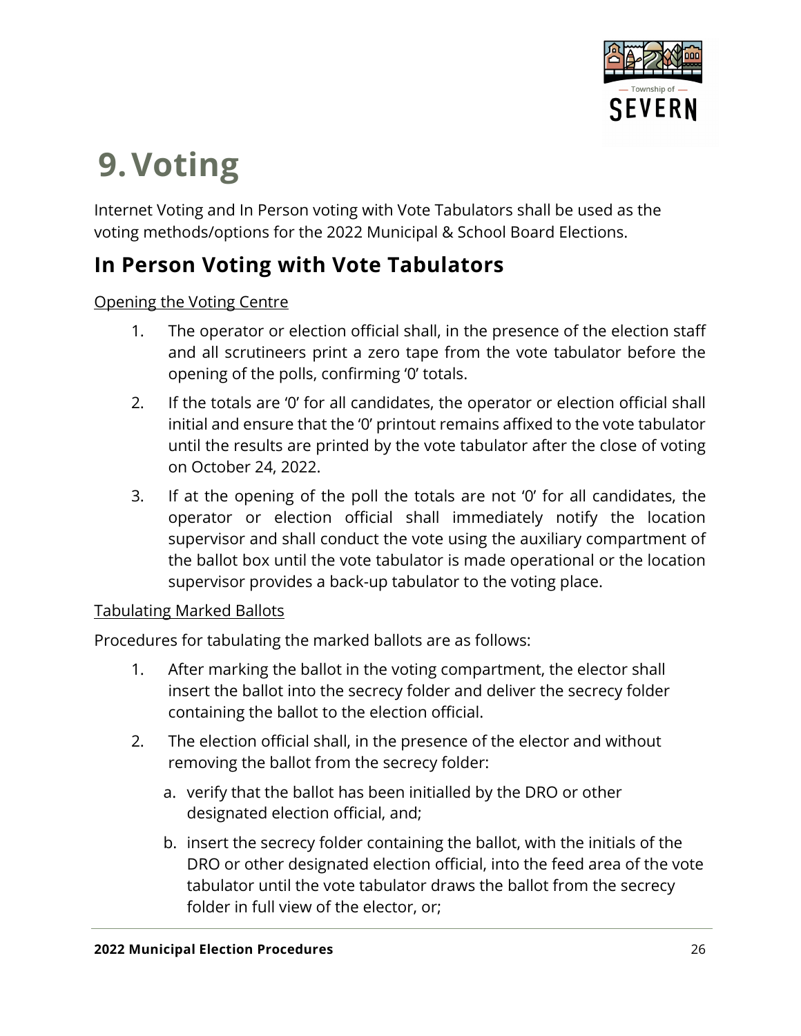# 9. Voting

Internet Voting and In Person voting with Vote Tabulators shall be used as the voting methods/options for the 2022 Municipal & School Board Elections.

## In Person Voting with Vote Tabulators

Opening the Voting Centre

1. The operator or election official shall, in the presence of the election staff and all scrutineers print a zero tape from the vote tabulator before the opening of the polls, confirming '0' totals.
2. If the totals are '0' for all candidates, the operator or election official shall initial and ensure that the '0' printout remains affixed to the vote tabulator until the results are printed by the vote tabulator after the close of voting on October 24, 2022.
3. If at the opening of the poll the totals are not '0' for all candidates, the operator or election official shall immediately notify the location supervisor and shall conduct the vote using the auxiliary compartment of the ballot box until the vote tabulator is made operational or the location supervisor provides a back-up tabulator to the voting place.

Tabulating Marked Ballots

Procedures for tabulating the marked ballots are as follows:

1. After marking the ballot in the voting compartment, the elector shall insert the ballot into the secrecy folder and deliver the secrecy folder containing the ballot to the election official.
2. The election official shall, in the presence of the elector and without removing the ballot from the secrecy folder:
   a. verify that the ballot has been initialled by the DRO or other designated election official, and;
   b. insert the secrecy folder containing the ballot, with the initials of the DRO or other designated election official, into the feed area of the vote tabulator until the vote tabulator draws the ballot from the secrecy folder in full view of the elector, or;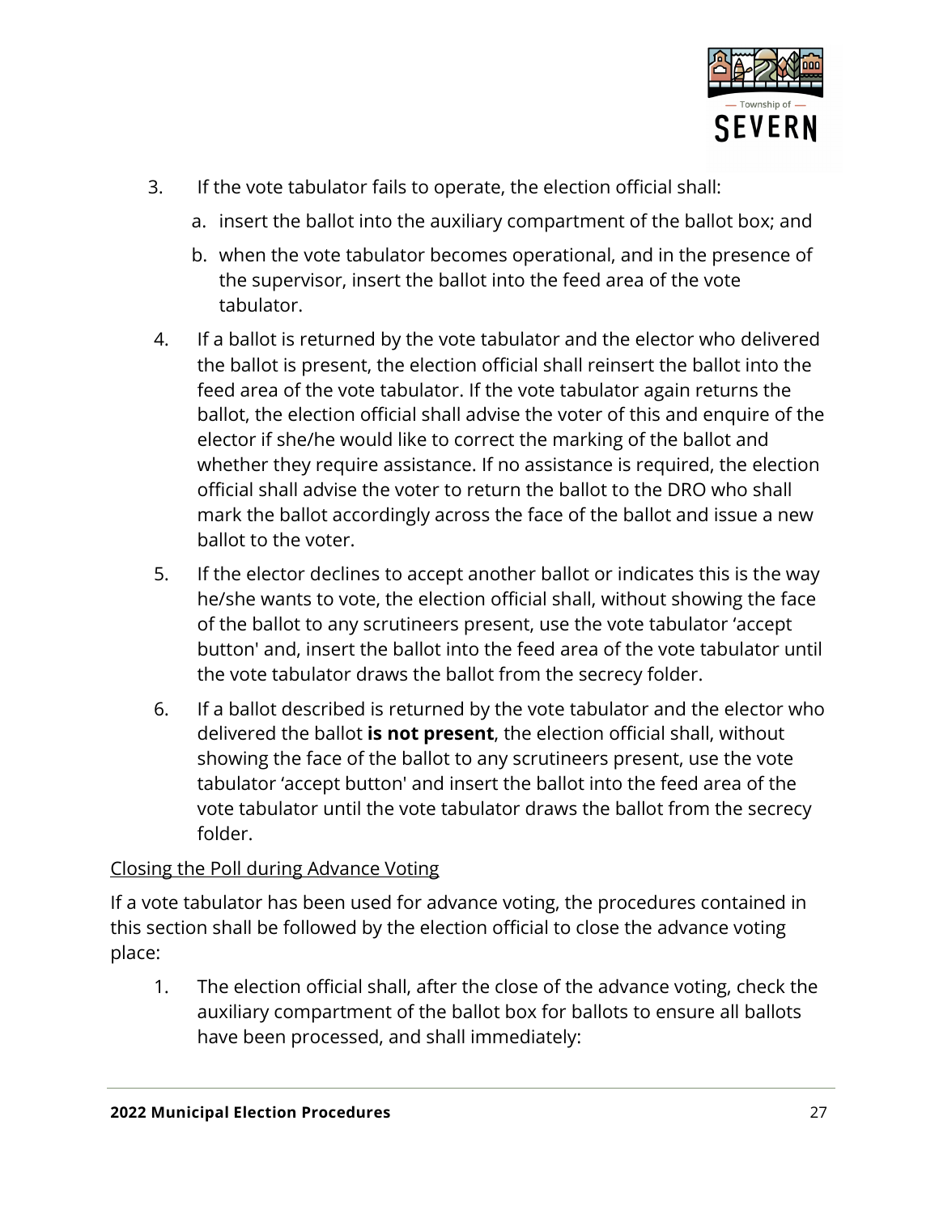3. If the vote tabulator fails to operate, the election official shall:
   a. insert the ballot into the auxiliary compartment of the ballot box; and
   b. when the vote tabulator becomes operational, and in the presence of the supervisor, insert the ballot into the feed area of the vote tabulator.
4. If a ballot is returned by the vote tabulator and the elector who delivered the ballot is present, the election official shall reinsert the ballot into the feed area of the vote tabulator. If the vote tabulator again returns the ballot, the election official shall advise the voter of this and enquire of the elector if she/he would like to correct the marking of the ballot and whether they require assistance. If no assistance is required, the election official shall advise the voter to return the ballot to the DRO who shall mark the ballot accordingly across the face of the ballot and issue a new ballot to the voter.
5. If the elector declines to accept another ballot or indicates this is the way he/she wants to vote, the election official shall, without showing the face of the ballot to any scrutineers present, use the vote tabulator 'accept button' and, insert the ballot into the feed area of the vote tabulator until the vote tabulator draws the ballot from the secrecy folder.
6. If a ballot described is returned by the vote tabulator and the elector who delivered the ballot **is not present**, the election official shall, without showing the face of the ballot to any scrutineers present, use the vote tabulator 'accept button' and insert the ballot into the feed area of the vote tabulator until the vote tabulator draws the ballot from the secrecy folder.

<u>Closing the Poll during Advance Voting</u>

If a vote tabulator has been used for advance voting, the procedures contained in this section shall be followed by the election official to close the advance voting place:

1. The election official shall, after the close of the advance voting, check the auxiliary compartment of the ballot box for ballots to ensure all ballots have been processed, and shall immediately: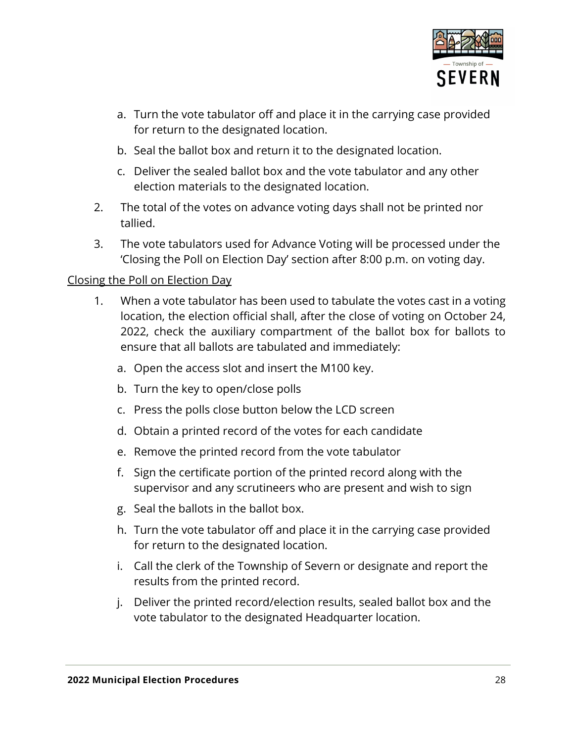a. Turn the vote tabulator off and place it in the carrying case provided for return to the designated location.

b. Seal the ballot box and return it to the designated location.

c. Deliver the sealed ballot box and the vote tabulator and any other election materials to the designated location.

2. The total of the votes on advance voting days shall not be printed nor tallied.

3. The vote tabulators used for Advance Voting will be processed under the 'Closing the Poll on Election Day' section after 8:00 p.m. on voting day.

Closing the Poll on Election Day

1. When a vote tabulator has been used to tabulate the votes cast in a voting location, the election official shall, after the close of voting on October 24, 2022, check the auxiliary compartment of the ballot box for ballots to ensure that all ballots are tabulated and immediately:

   a. Open the access slot and insert the M100 key.

   b. Turn the key to open/close polls

   c. Press the polls close button below the LCD screen

   d. Obtain a printed record of the votes for each candidate

   e. Remove the printed record from the vote tabulator

   f. Sign the certificate portion of the printed record along with the supervisor and any scrutineers who are present and wish to sign

   g. Seal the ballots in the ballot box.

   h. Turn the vote tabulator off and place it in the carrying case provided for return to the designated location.

   i. Call the clerk of the Township of Severn or designate and report the results from the printed record.

   j. Deliver the printed record/election results, sealed ballot box and the vote tabulator to the designated Headquarter location.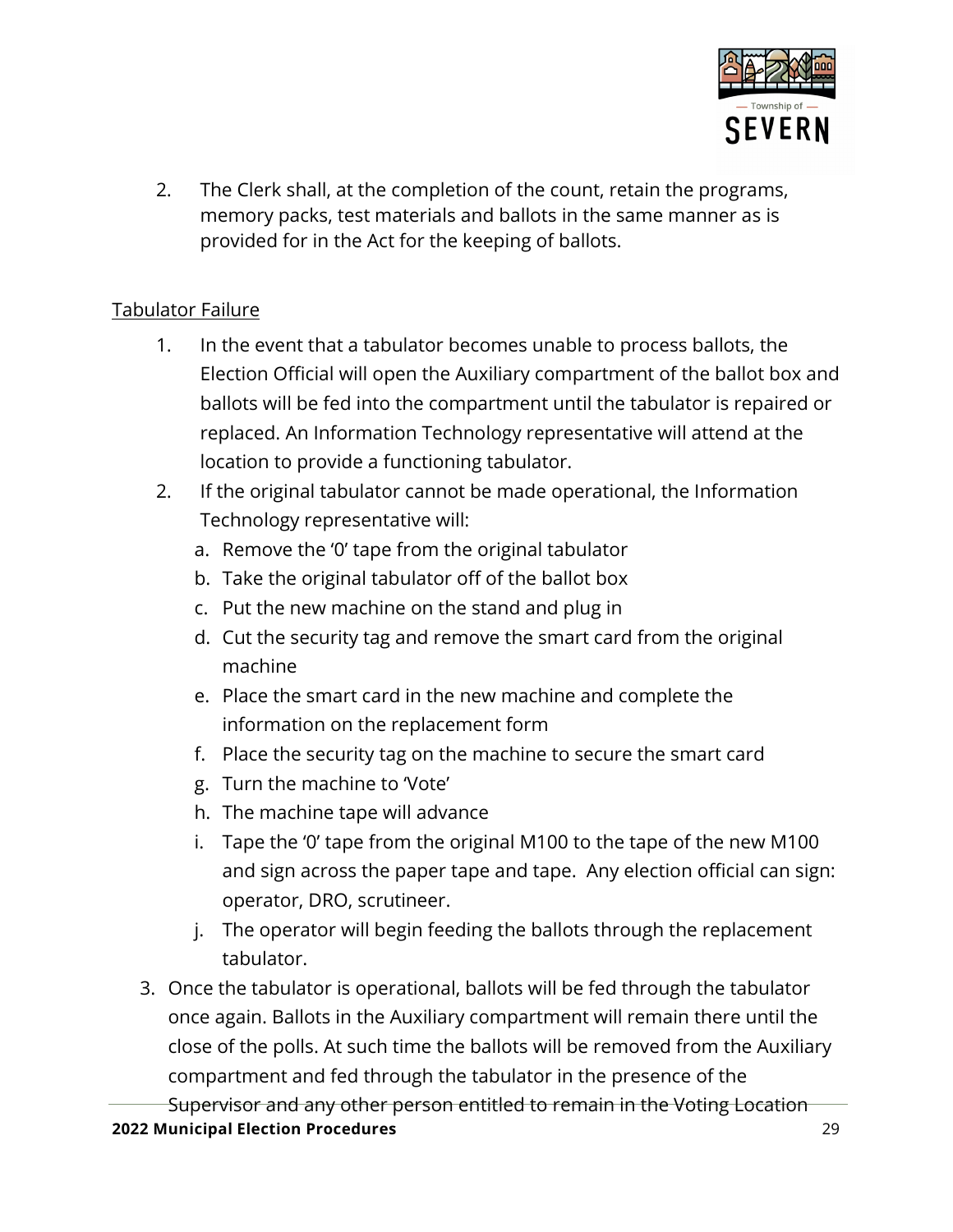2. The Clerk shall, at the completion of the count, retain the programs, memory packs, test materials and ballots in the same manner as is provided for in the Act for the keeping of ballots.

<u>Tabulator Failure</u>

1. In the event that a tabulator becomes unable to process ballots, the Election Official will open the Auxiliary compartment of the ballot box and ballots will be fed into the compartment until the tabulator is repaired or replaced. An Information Technology representative will attend at the location to provide a functioning tabulator.
2. If the original tabulator cannot be made operational, the Information Technology representative will:
   a. Remove the '0' tape from the original tabulator
   b. Take the original tabulator off of the ballot box
   c. Put the new machine on the stand and plug in
   d. Cut the security tag and remove the smart card from the original machine
   e. Place the smart card in the new machine and complete the information on the replacement form
   f. Place the security tag on the machine to secure the smart card
   g. Turn the machine to 'Vote'
   h. The machine tape will advance
   i. Tape the '0' tape from the original M100 to the tape of the new M100 and sign across the paper tape and tape. Any election official can sign: operator, DRO, scrutineer.
   j. The operator will begin feeding the ballots through the replacement tabulator.
3. Once the tabulator is operational, ballots will be fed through the tabulator once again. Ballots in the Auxiliary compartment will remain there until the close of the polls. At such time the ballots will be removed from the Auxiliary compartment and fed through the tabulator in the presence of the Supervisor and any other person entitled to remain in the Voting Location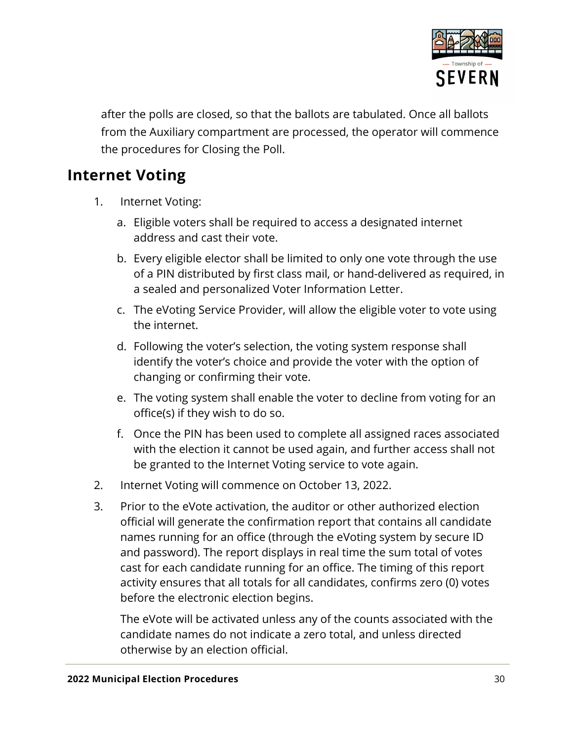after the polls are closed, so that the ballots are tabulated. Once all ballots from the Auxiliary compartment are processed, the operator will commence the procedures for Closing the Poll.

## Internet Voting

1. Internet Voting:
   a. Eligible voters shall be required to access a designated internet address and cast their vote.
   b. Every eligible elector shall be limited to only one vote through the use of a PIN distributed by first class mail, or hand-delivered as required, in a sealed and personalized Voter Information Letter.
   c. The eVoting Service Provider, will allow the eligible voter to vote using the internet.
   d. Following the voter's selection, the voting system response shall identify the voter's choice and provide the voter with the option of changing or confirming their vote.
   e. The voting system shall enable the voter to decline from voting for an office(s) if they wish to do so.
   f. Once the PIN has been used to complete all assigned races associated with the election it cannot be used again, and further access shall not be granted to the Internet Voting service to vote again.
2. Internet Voting will commence on October 13, 2022.
3. Prior to the eVote activation, the auditor or other authorized election official will generate the confirmation report that contains all candidate names running for an office (through the eVoting system by secure ID and password). The report displays in real time the sum total of votes cast for each candidate running for an office. The timing of this report activity ensures that all totals for all candidates, confirms zero (0) votes before the electronic election begins.

   The eVote will be activated unless any of the counts associated with the candidate names do not indicate a zero total, and unless directed otherwise by an election official.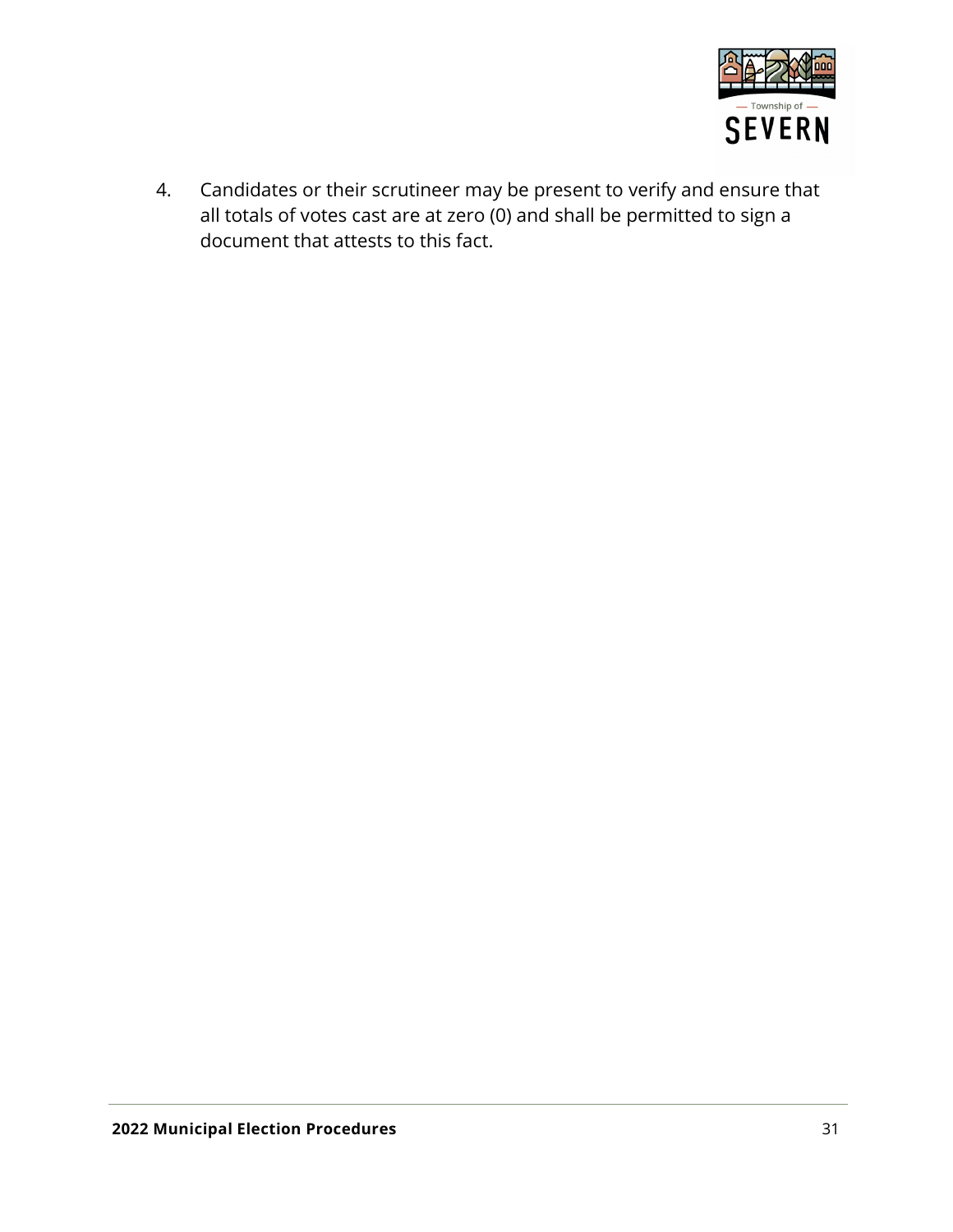4. Candidates or their scrutineer may be present to verify and ensure that all totals of votes cast are at zero (0) and shall be permitted to sign a document that attests to this fact.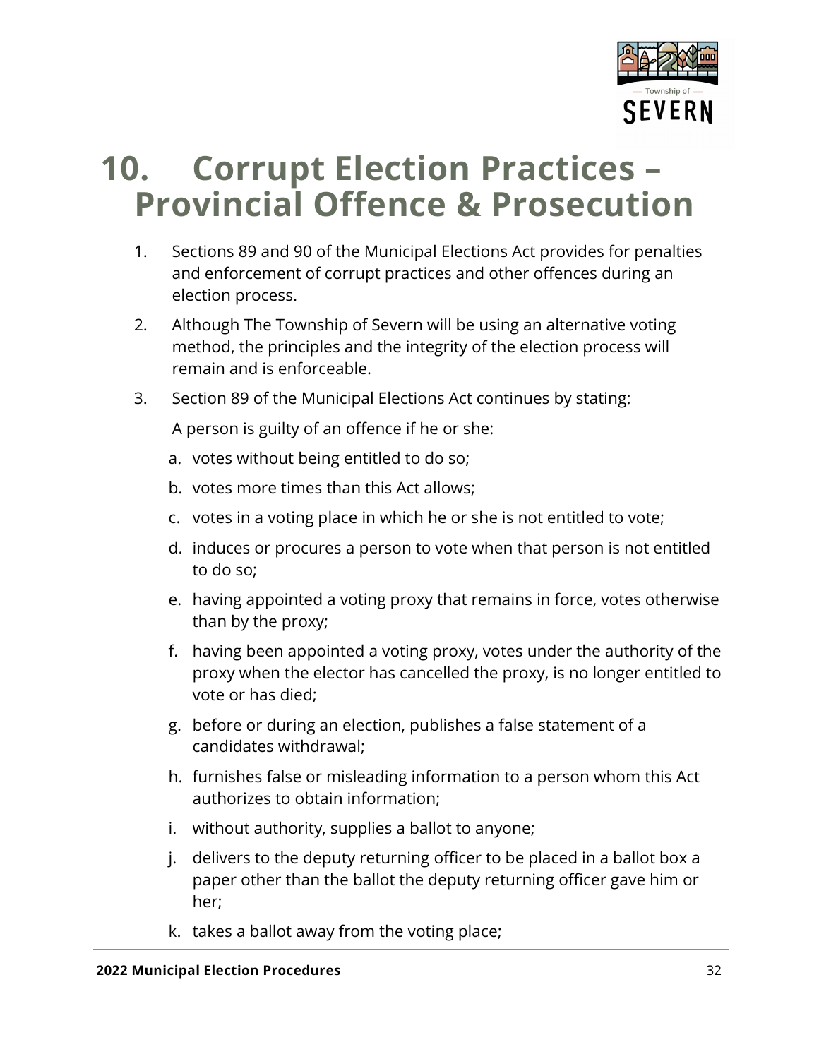# 10. Corrupt Election Practices – Provincial Offence & Prosecution

1. Sections 89 and 90 of the Municipal Elections Act provides for penalties and enforcement of corrupt practices and other offences during an election process.
2. Although The Township of Severn will be using an alternative voting method, the principles and the integrity of the election process will remain and is enforceable.
3. Section 89 of the Municipal Elections Act continues by stating:

   A person is guilty of an offence if he or she:

   a. votes without being entitled to do so;
   b. votes more times than this Act allows;
   c. votes in a voting place in which he or she is not entitled to vote;
   d. induces or procures a person to vote when that person is not entitled to do so;
   e. having appointed a voting proxy that remains in force, votes otherwise than by the proxy;
   f. having been appointed a voting proxy, votes under the authority of the proxy when the elector has cancelled the proxy, is no longer entitled to vote or has died;
   g. before or during an election, publishes a false statement of a candidates withdrawal;
   h. furnishes false or misleading information to a person whom this Act authorizes to obtain information;
   i. without authority, supplies a ballot to anyone;
   j. delivers to the deputy returning officer to be placed in a ballot box a paper other than the ballot the deputy returning officer gave him or her;
   k. takes a ballot away from the voting place;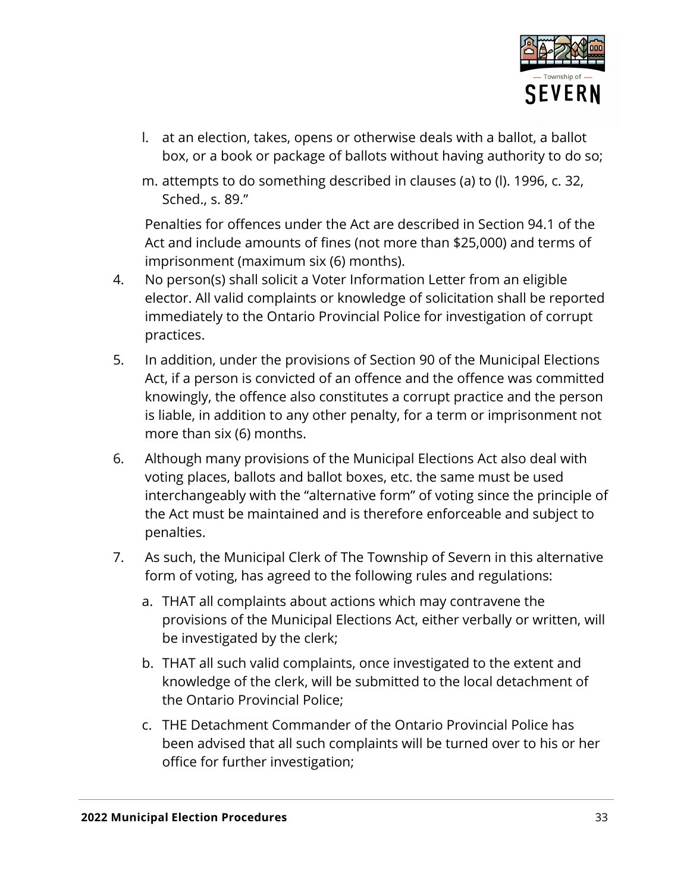l. at an election, takes, opens or otherwise deals with a ballot, a ballot box, or a book or package of ballots without having authority to do so;

m. attempts to do something described in clauses (a) to (l). 1996, c. 32, Sched., s. 89."

Penalties for offences under the Act are described in Section 94.1 of the Act and include amounts of fines (not more than $25,000) and terms of imprisonment (maximum six (6) months).

4. No person(s) shall solicit a Voter Information Letter from an eligible elector. All valid complaints or knowledge of solicitation shall be reported immediately to the Ontario Provincial Police for investigation of corrupt practices.

5. In addition, under the provisions of Section 90 of the Municipal Elections Act, if a person is convicted of an offence and the offence was committed knowingly, the offence also constitutes a corrupt practice and the person is liable, in addition to any other penalty, for a term or imprisonment not more than six (6) months.

6. Although many provisions of the Municipal Elections Act also deal with voting places, ballots and ballot boxes, etc. the same must be used interchangeably with the "alternative form" of voting since the principle of the Act must be maintained and is therefore enforceable and subject to penalties.

7. As such, the Municipal Clerk of The Township of Severn in this alternative form of voting, has agreed to the following rules and regulations:

   a. THAT all complaints about actions which may contravene the provisions of the Municipal Elections Act, either verbally or written, will be investigated by the clerk;

   b. THAT all such valid complaints, once investigated to the extent and knowledge of the clerk, will be submitted to the local detachment of the Ontario Provincial Police;

   c. THE Detachment Commander of the Ontario Provincial Police has been advised that all such complaints will be turned over to his or her office for further investigation;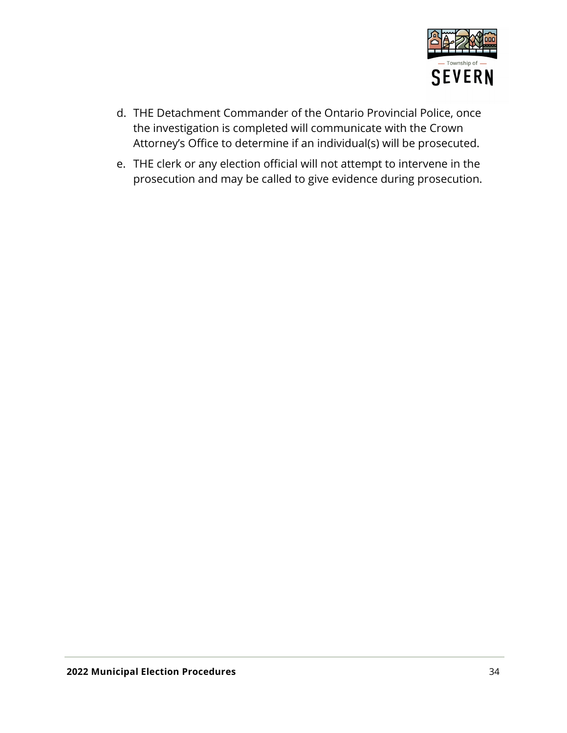d. THE Detachment Commander of the Ontario Provincial Police, once the investigation is completed will communicate with the Crown Attorney's Office to determine if an individual(s) will be prosecuted.

e. THE clerk or any election official will not attempt to intervene in the prosecution and may be called to give evidence during prosecution.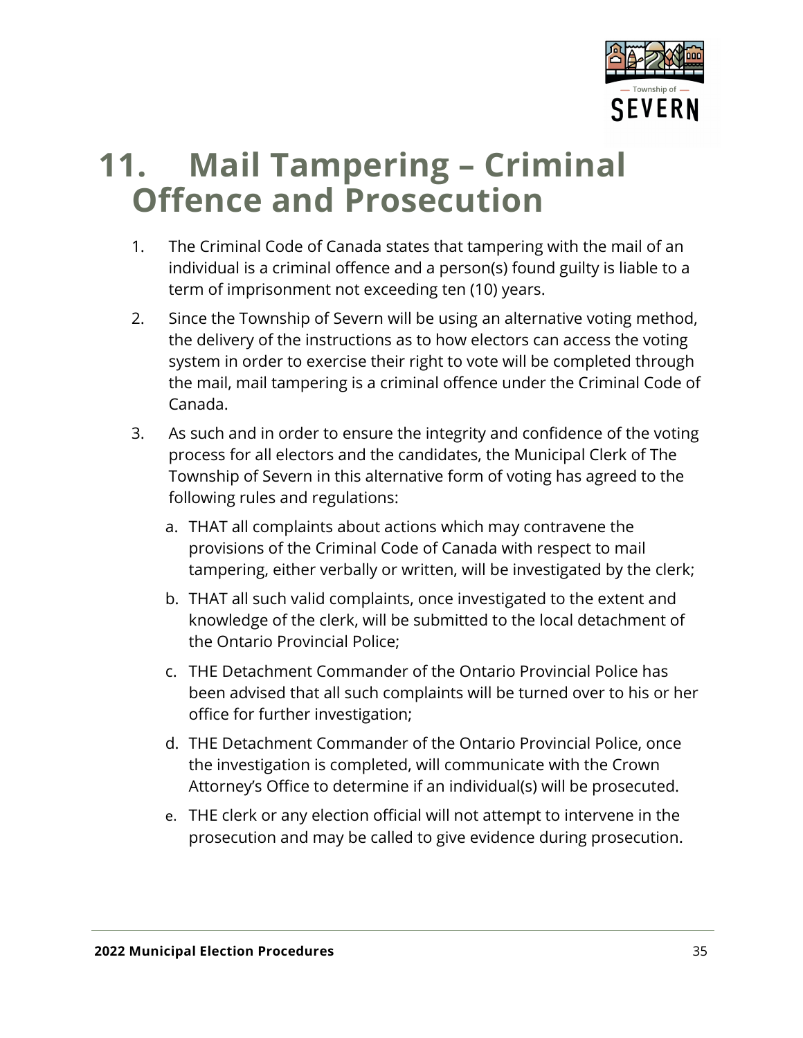# 11. Mail Tampering – Criminal Offence and Prosecution

1. The Criminal Code of Canada states that tampering with the mail of an individual is a criminal offence and a person(s) found guilty is liable to a term of imprisonment not exceeding ten (10) years.
2. Since the Township of Severn will be using an alternative voting method, the delivery of the instructions as to how electors can access the voting system in order to exercise their right to vote will be completed through the mail, mail tampering is a criminal offence under the Criminal Code of Canada.
3. As such and in order to ensure the integrity and confidence of the voting process for all electors and the candidates, the Municipal Clerk of The Township of Severn in this alternative form of voting has agreed to the following rules and regulations:
   a. THAT all complaints about actions which may contravene the provisions of the Criminal Code of Canada with respect to mail tampering, either verbally or written, will be investigated by the clerk;
   b. THAT all such valid complaints, once investigated to the extent and knowledge of the clerk, will be submitted to the local detachment of the Ontario Provincial Police;
   c. THE Detachment Commander of the Ontario Provincial Police has been advised that all such complaints will be turned over to his or her office for further investigation;
   d. THE Detachment Commander of the Ontario Provincial Police, once the investigation is completed, will communicate with the Crown Attorney's Office to determine if an individual(s) will be prosecuted.
   e. THE clerk or any election official will not attempt to intervene in the prosecution and may be called to give evidence during prosecution.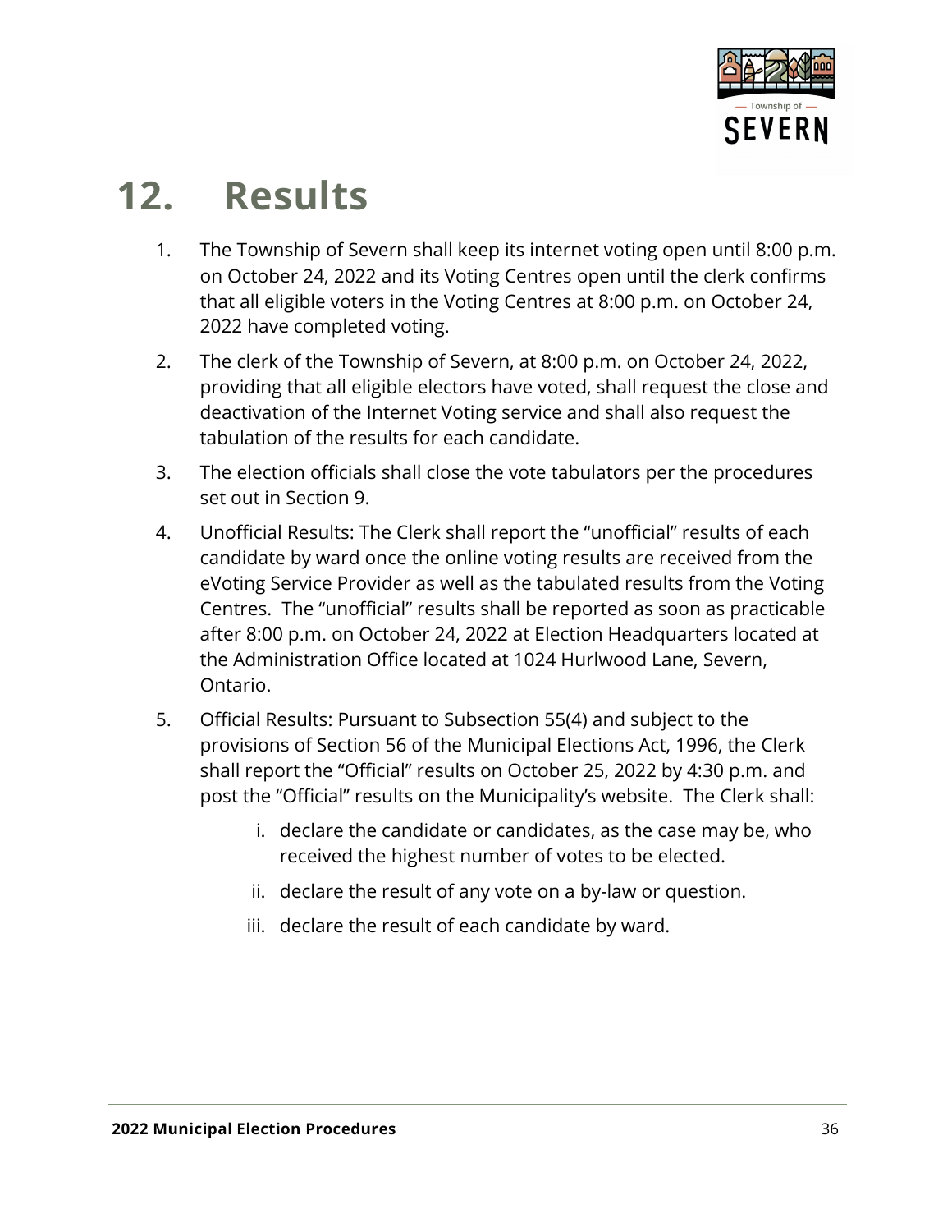# 12. Results

1. The Township of Severn shall keep its internet voting open until 8:00 p.m. on October 24, 2022 and its Voting Centres open until the clerk confirms that all eligible voters in the Voting Centres at 8:00 p.m. on October 24, 2022 have completed voting.
2. The clerk of the Township of Severn, at 8:00 p.m. on October 24, 2022, providing that all eligible electors have voted, shall request the close and deactivation of the Internet Voting service and shall also request the tabulation of the results for each candidate.
3. The election officials shall close the vote tabulators per the procedures set out in Section 9.
4. Unofficial Results: The Clerk shall report the "unofficial" results of each candidate by ward once the online voting results are received from the eVoting Service Provider as well as the tabulated results from the Voting Centres. The "unofficial" results shall be reported as soon as practicable after 8:00 p.m. on October 24, 2022 at Election Headquarters located at the Administration Office located at 1024 Hurlwood Lane, Severn, Ontario.
5. Official Results: Pursuant to Subsection 55(4) and subject to the provisions of Section 56 of the Municipal Elections Act, 1996, the Clerk shall report the "Official" results on October 25, 2022 by 4:30 p.m. and post the "Official" results on the Municipality's website. The Clerk shall:
   i. declare the candidate or candidates, as the case may be, who received the highest number of votes to be elected.
   ii. declare the result of any vote on a by-law or question.
   iii. declare the result of each candidate by ward.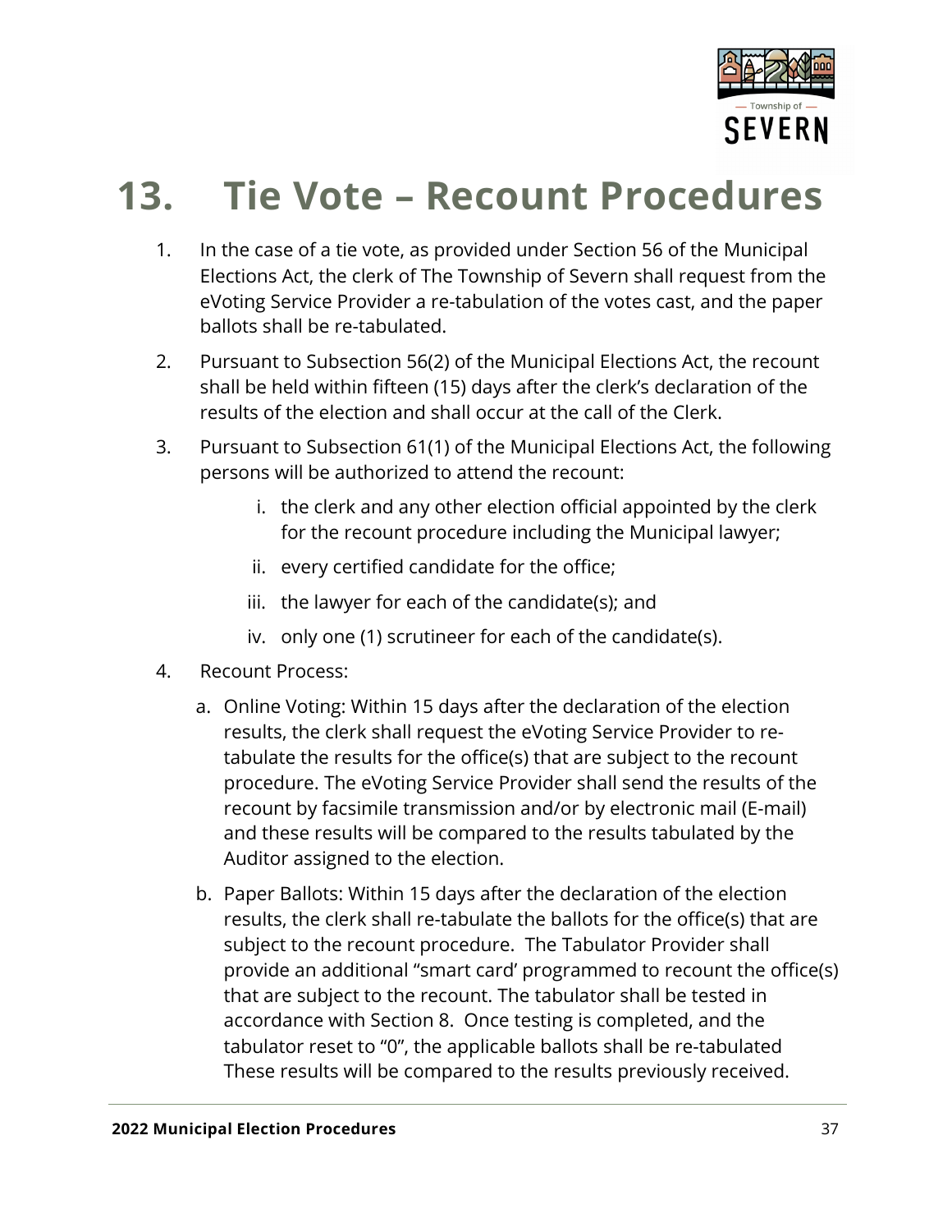# 13. Tie Vote – Recount Procedures

1. In the case of a tie vote, as provided under Section 56 of the Municipal Elections Act, the clerk of The Township of Severn shall request from the eVoting Service Provider a re-tabulation of the votes cast, and the paper ballots shall be re-tabulated.
2. Pursuant to Subsection 56(2) of the Municipal Elections Act, the recount shall be held within fifteen (15) days after the clerk's declaration of the results of the election and shall occur at the call of the Clerk.
3. Pursuant to Subsection 61(1) of the Municipal Elections Act, the following persons will be authorized to attend the recount:
   i. the clerk and any other election official appointed by the clerk for the recount procedure including the Municipal lawyer;
   ii. every certified candidate for the office;
   iii. the lawyer for each of the candidate(s); and
   iv. only one (1) scrutineer for each of the candidate(s).
4. Recount Process:
   a. Online Voting: Within 15 days after the declaration of the election results, the clerk shall request the eVoting Service Provider to re-tabulate the results for the office(s) that are subject to the recount procedure. The eVoting Service Provider shall send the results of the recount by facsimile transmission and/or by electronic mail (E-mail) and these results will be compared to the results tabulated by the Auditor assigned to the election.
   b. Paper Ballots: Within 15 days after the declaration of the election results, the clerk shall re-tabulate the ballots for the office(s) that are subject to the recount procedure. The Tabulator Provider shall provide an additional "smart card' programmed to recount the office(s) that are subject to the recount. The tabulator shall be tested in accordance with Section 8. Once testing is completed, and the tabulator reset to "0", the applicable ballots shall be re-tabulated These results will be compared to the results previously received.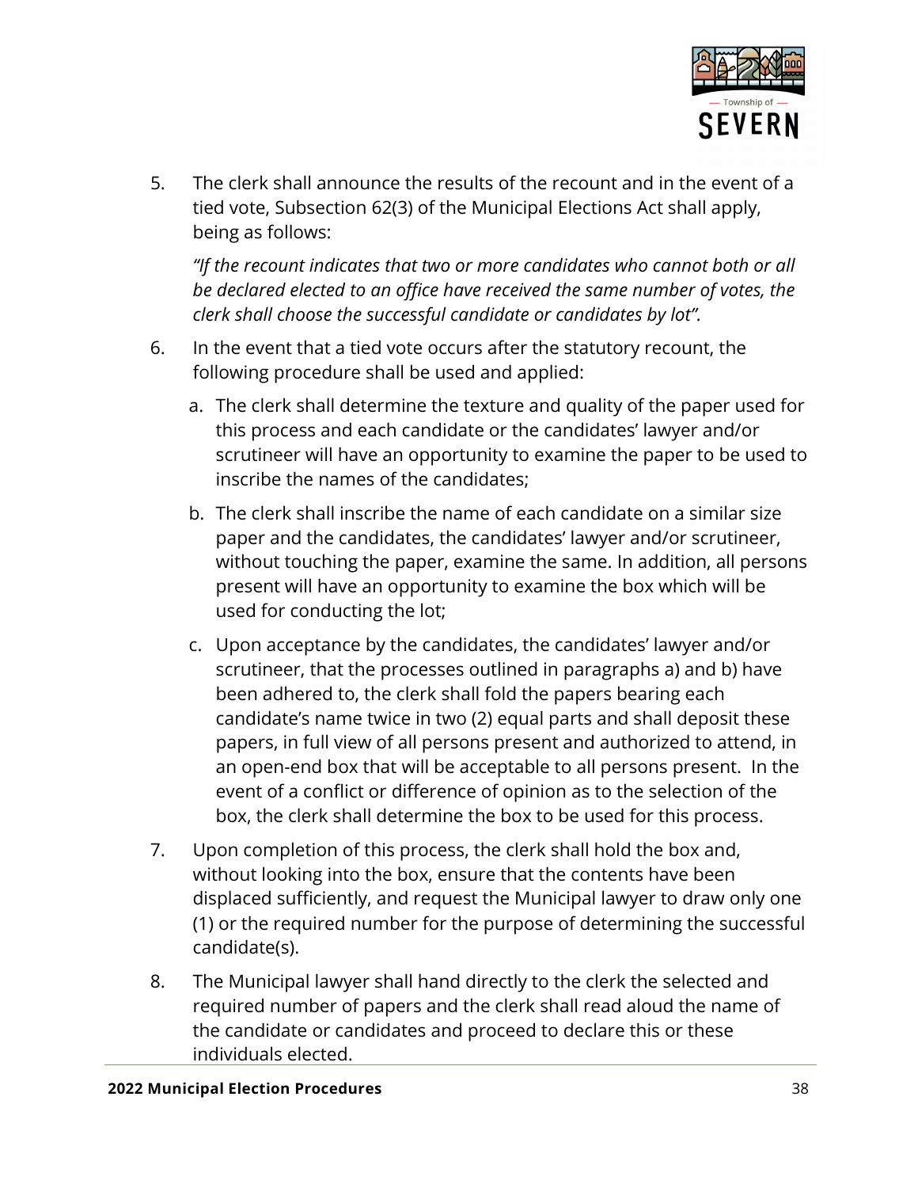5. The clerk shall announce the results of the recount and in the event of a tied vote, Subsection 62(3) of the Municipal Elections Act shall apply, being as follows:

   *"If the recount indicates that two or more candidates who cannot both or all be declared elected to an office have received the same number of votes, the clerk shall choose the successful candidate or candidates by lot".*

6. In the event that a tied vote occurs after the statutory recount, the following procedure shall be used and applied:

   a. The clerk shall determine the texture and quality of the paper used for this process and each candidate or the candidates' lawyer and/or scrutineer will have an opportunity to examine the paper to be used to inscribe the names of the candidates;

   b. The clerk shall inscribe the name of each candidate on a similar size paper and the candidates, the candidates' lawyer and/or scrutineer, without touching the paper, examine the same. In addition, all persons present will have an opportunity to examine the box which will be used for conducting the lot;

   c. Upon acceptance by the candidates, the candidates' lawyer and/or scrutineer, that the processes outlined in paragraphs a) and b) have been adhered to, the clerk shall fold the papers bearing each candidate's name twice in two (2) equal parts and shall deposit these papers, in full view of all persons present and authorized to attend, in an open-end box that will be acceptable to all persons present. In the event of a conflict or difference of opinion as to the selection of the box, the clerk shall determine the box to be used for this process.

7. Upon completion of this process, the clerk shall hold the box and, without looking into the box, ensure that the contents have been displaced sufficiently, and request the Municipal lawyer to draw only one (1) or the required number for the purpose of determining the successful candidate(s).

8. The Municipal lawyer shall hand directly to the clerk the selected and required number of papers and the clerk shall read aloud the name of the candidate or candidates and proceed to declare this or these individuals elected.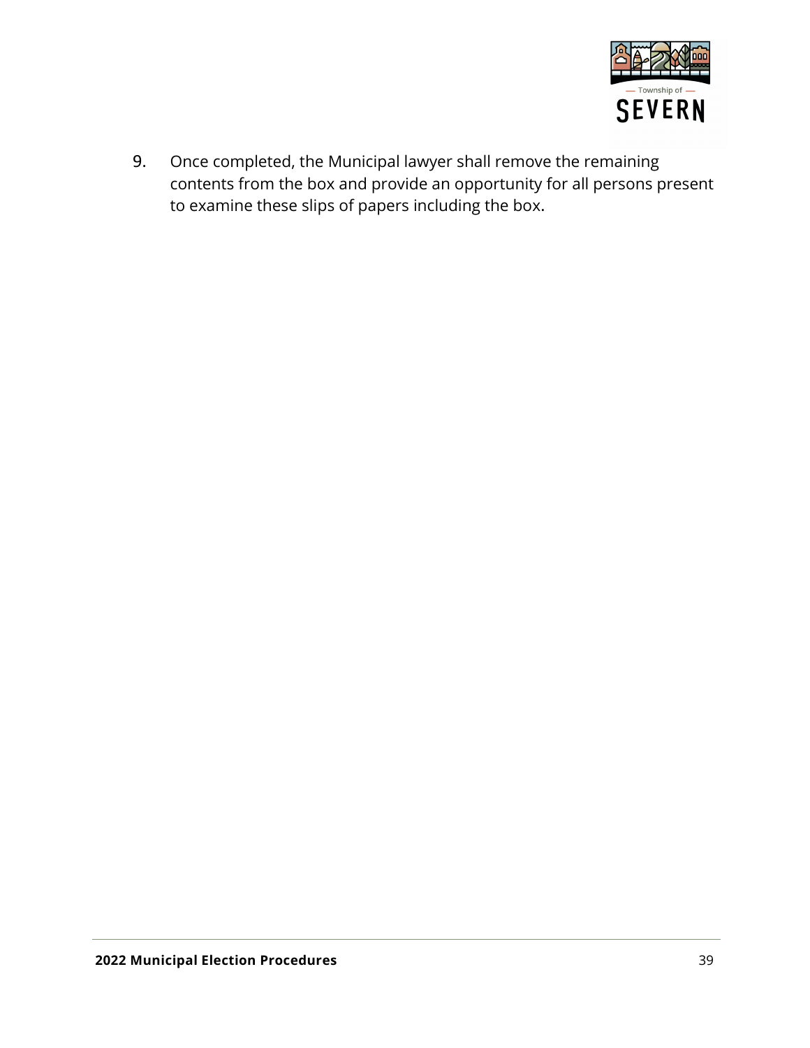9. Once completed, the Municipal lawyer shall remove the remaining contents from the box and provide an opportunity for all persons present to examine these slips of papers including the box.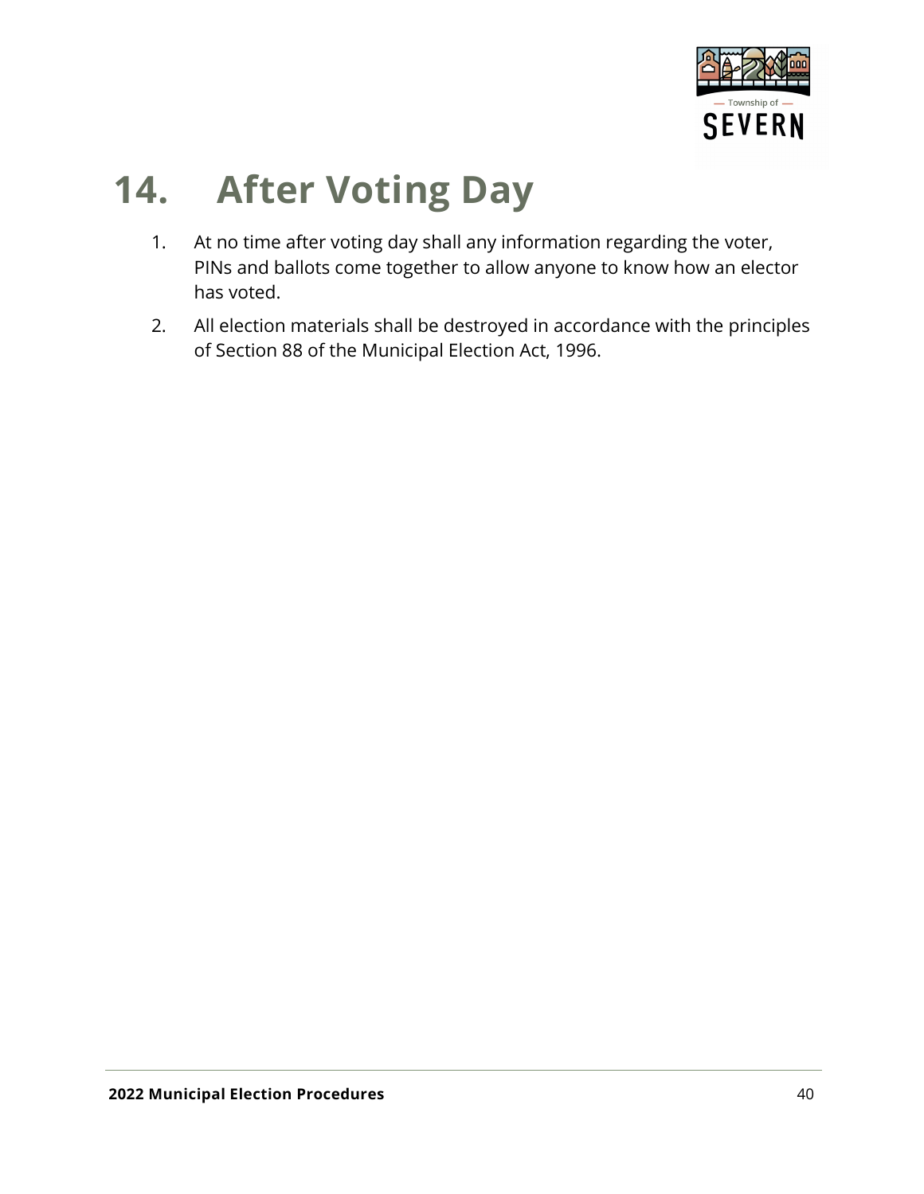# 14. After Voting Day

1. At no time after voting day shall any information regarding the voter, PINs and ballots come together to allow anyone to know how an elector has voted.
2. All election materials shall be destroyed in accordance with the principles of Section 88 of the Municipal Election Act, 1996.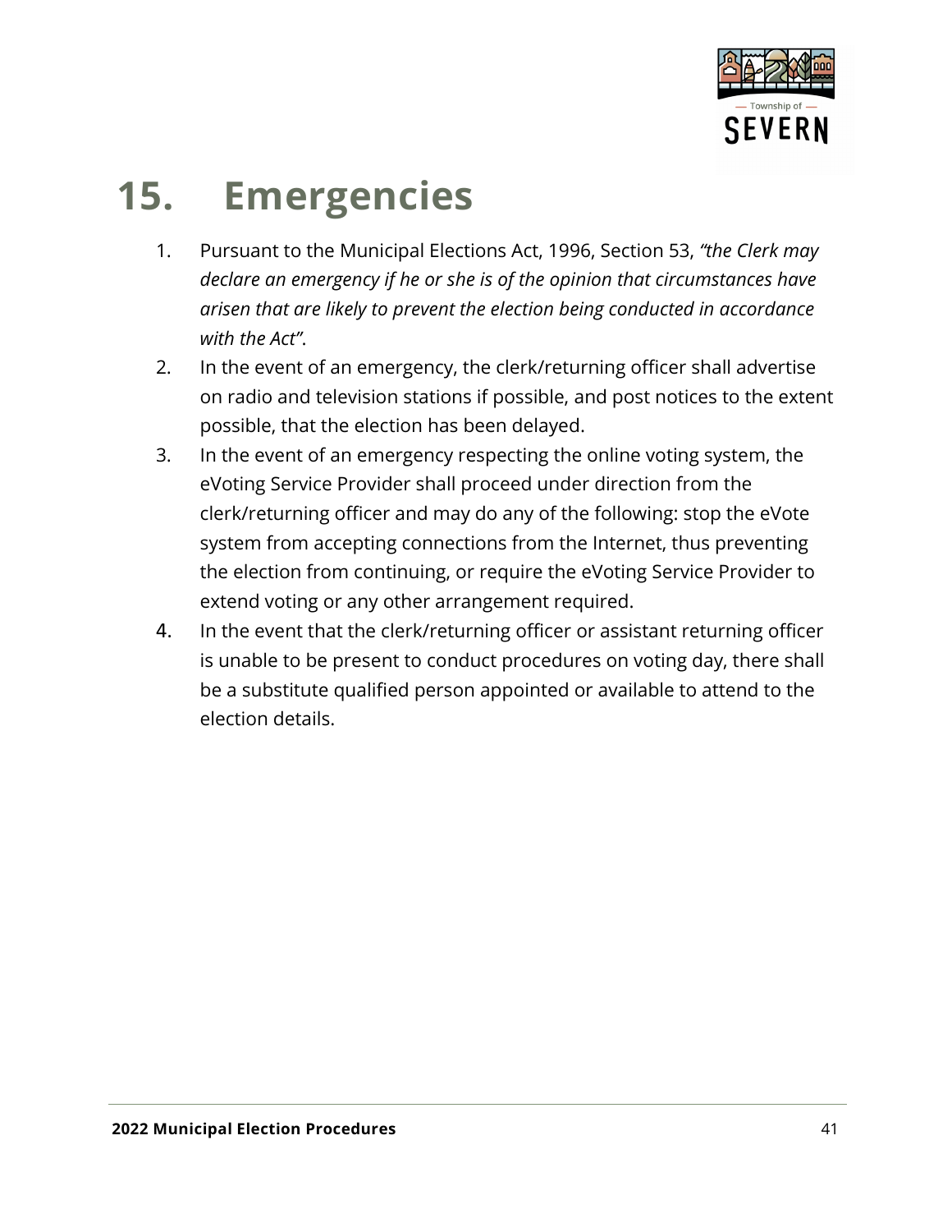# 15. Emergencies

1. Pursuant to the Municipal Elections Act, 1996, Section 53, *"the Clerk may declare an emergency if he or she is of the opinion that circumstances have arisen that are likely to prevent the election being conducted in accordance with the Act"*.
2. In the event of an emergency, the clerk/returning officer shall advertise on radio and television stations if possible, and post notices to the extent possible, that the election has been delayed.
3. In the event of an emergency respecting the online voting system, the eVoting Service Provider shall proceed under direction from the clerk/returning officer and may do any of the following: stop the eVote system from accepting connections from the Internet, thus preventing the election from continuing, or require the eVoting Service Provider to extend voting or any other arrangement required.
4. In the event that the clerk/returning officer or assistant returning officer is unable to be present to conduct procedures on voting day, there shall be a substitute qualified person appointed or available to attend to the election details.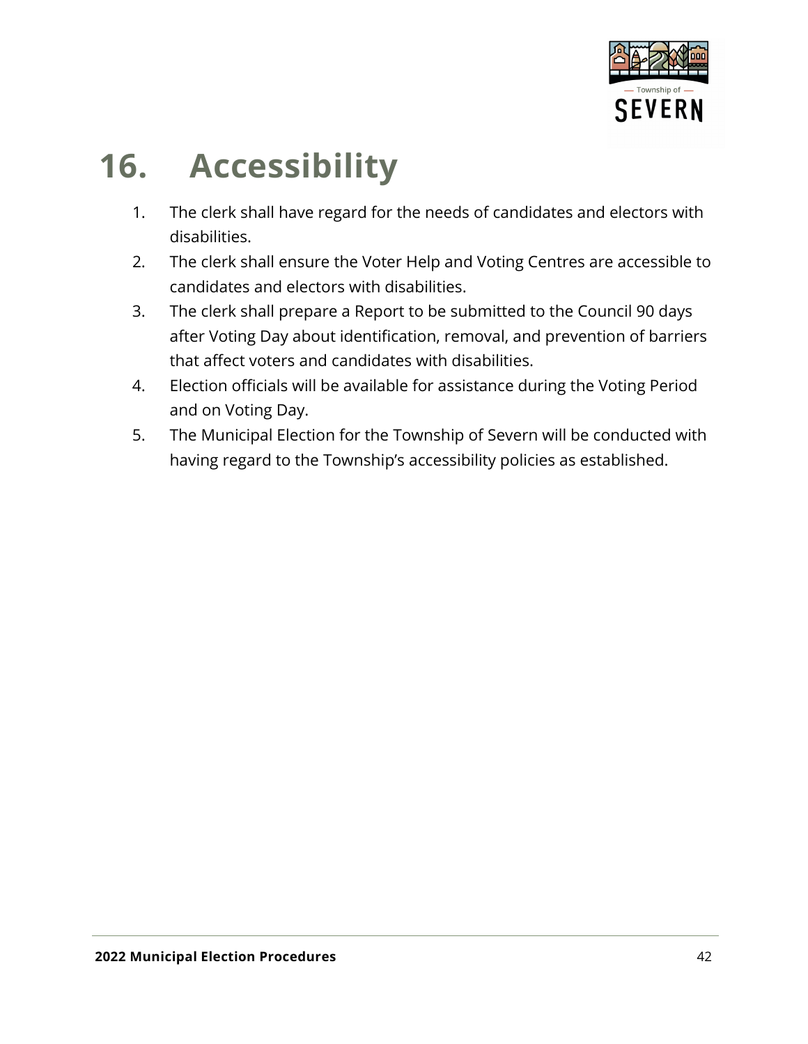# 16. Accessibility

1. The clerk shall have regard for the needs of candidates and electors with disabilities.
2. The clerk shall ensure the Voter Help and Voting Centres are accessible to candidates and electors with disabilities.
3. The clerk shall prepare a Report to be submitted to the Council 90 days after Voting Day about identification, removal, and prevention of barriers that affect voters and candidates with disabilities.
4. Election officials will be available for assistance during the Voting Period and on Voting Day.
5. The Municipal Election for the Township of Severn will be conducted with having regard to the Township's accessibility policies as established.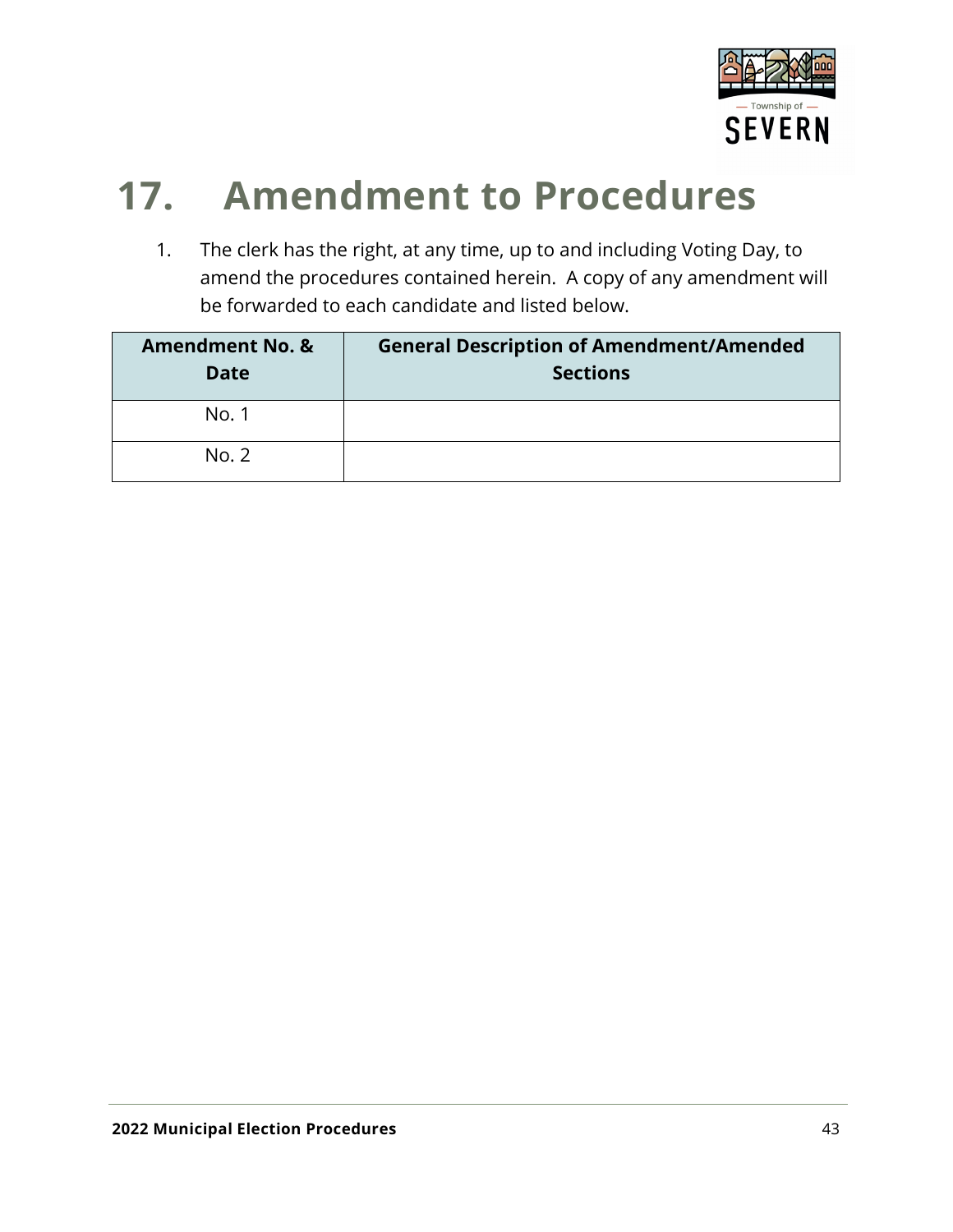# 17. Amendment to Procedures

1. The clerk has the right, at any time, up to and including Voting Day, to amend the procedures contained herein. A copy of any amendment will be forwarded to each candidate and listed below.

| Amendment No. & Date | General Description of Amendment/Amended Sections |
|---|---|
| No. 1 | |
| No. 2 | |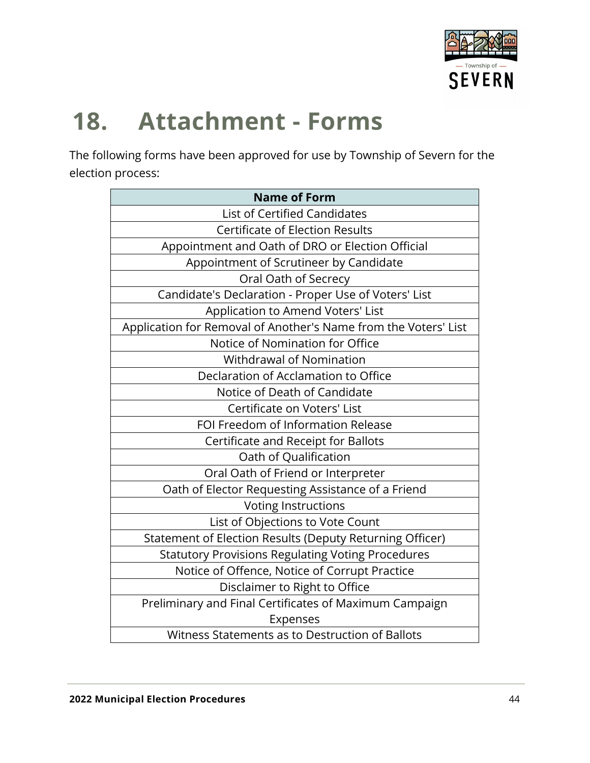# 18. Attachment - Forms

The following forms have been approved for use by Township of Severn for the election process:

| Name of Form |
| --- |
| List of Certified Candidates |
| Certificate of Election Results |
| Appointment and Oath of DRO or Election Official |
| Appointment of Scrutineer by Candidate |
| Oral Oath of Secrecy |
| Candidate's Declaration - Proper Use of Voters' List |
| Application to Amend Voters' List |
| Application for Removal of Another's Name from the Voters' List |
| Notice of Nomination for Office |
| Withdrawal of Nomination |
| Declaration of Acclamation to Office |
| Notice of Death of Candidate |
| Certificate on Voters' List |
| FOI Freedom of Information Release |
| Certificate and Receipt for Ballots |
| Oath of Qualification |
| Oral Oath of Friend or Interpreter |
| Oath of Elector Requesting Assistance of a Friend |
| Voting Instructions |
| List of Objections to Vote Count |
| Statement of Election Results (Deputy Returning Officer) |
| Statutory Provisions Regulating Voting Procedures |
| Notice of Offence, Notice of Corrupt Practice |
| Disclaimer to Right to Office |
| Preliminary and Final Certificates of Maximum Campaign Expenses |
| Witness Statements as to Destruction of Ballots |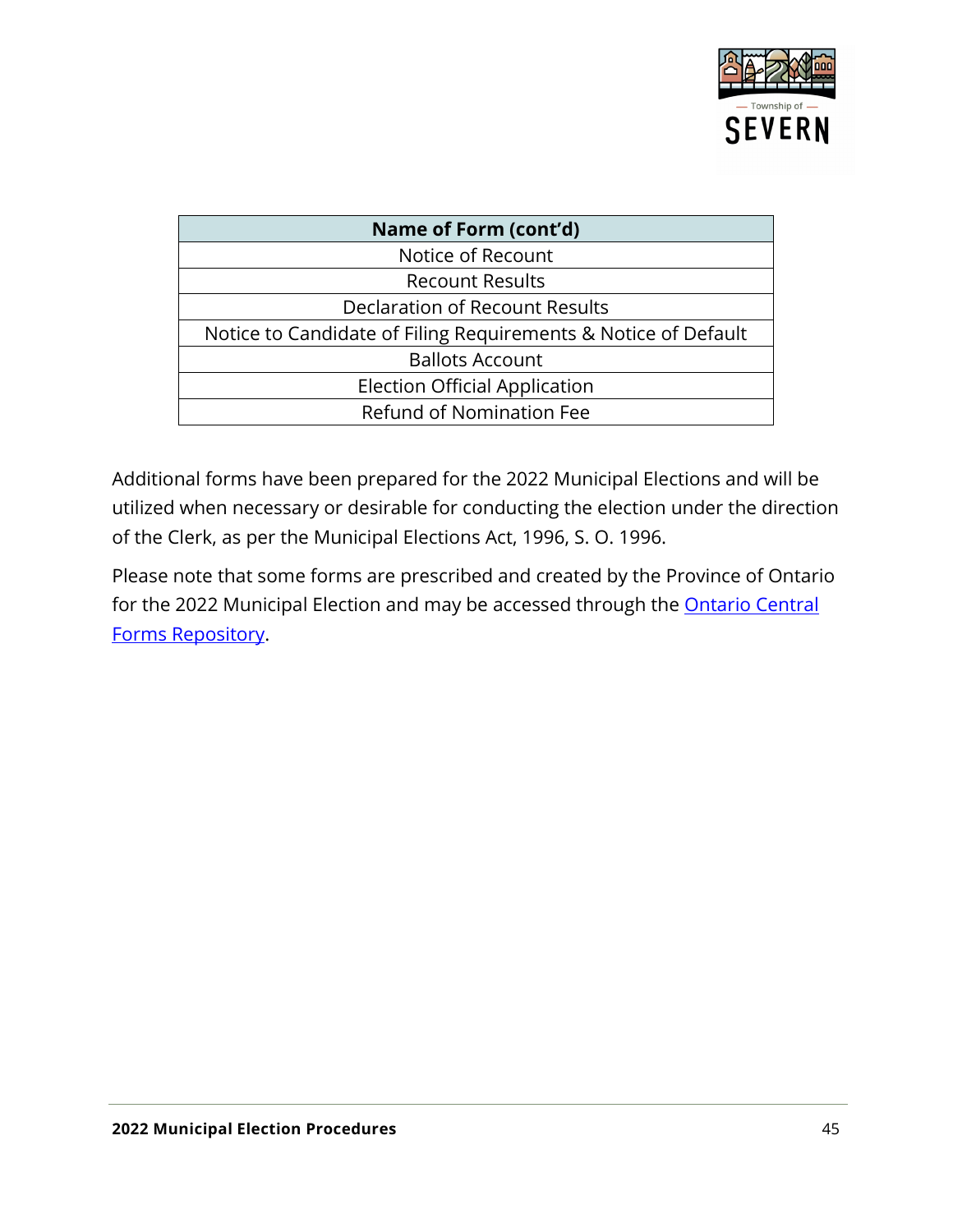| Name of Form (cont'd) |
|---|
| Notice of Recount |
| Recount Results |
| Declaration of Recount Results |
| Notice to Candidate of Filing Requirements & Notice of Default |
| Ballots Account |
| Election Official Application |
| Refund of Nomination Fee |

Additional forms have been prepared for the 2022 Municipal Elections and will be utilized when necessary or desirable for conducting the election under the direction of the Clerk, as per the Municipal Elections Act, 1996, S. O. 1996.

Please note that some forms are prescribed and created by the Province of Ontario for the 2022 Municipal Election and may be accessed through the Ontario Central Forms Repository.